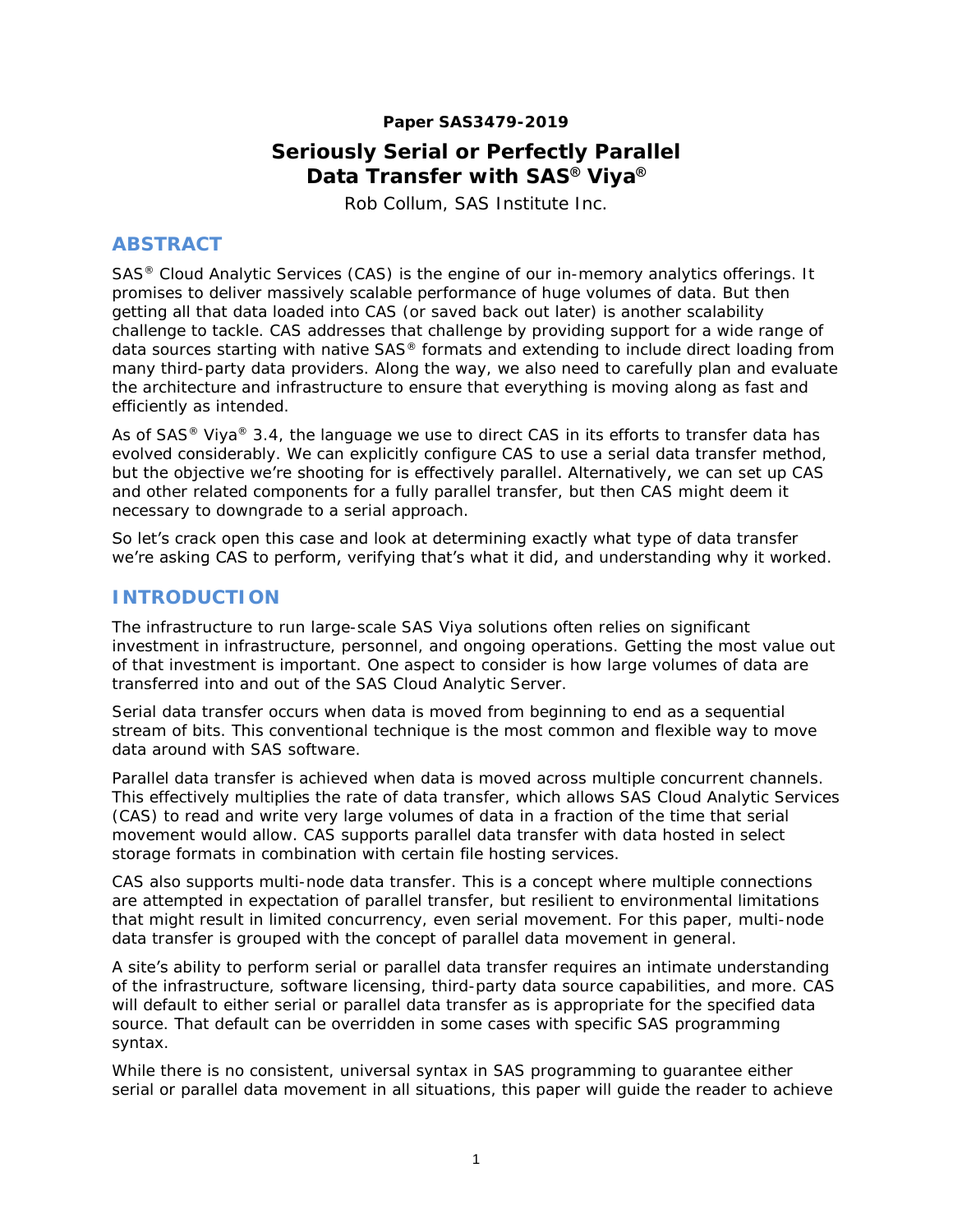**Paper SAS3479-2019**

# Seriously Serial or Perfectly Parallel Data Transfer with SAS® Viya®

Rob Collum, SAS Institute Inc.

## ABSTRACT

SAS® Cloud Analytic Services (CAS) is the engine of our in-memory analytics offerings. It promises to deliver massively scalable performance of huge volumes of data. But then getting all that data loaded into CAS (or saved back out later) is another scalability challenge to tackle. CAS addresses that challenge by providing support for a wide range of data sources starting with native SAS® formats and extending to include direct loading from many third-party data providers. Along the way, we also need to carefully plan and evaluate the architecture and infrastructure to ensure that everything is moving along as fast and efficiently as intended.

As of SAS® Viya® 3.4, the language we use to direct CAS in its efforts to transfer data has evolved considerably. We can explicitly configure CAS to use a serial data transfer method, but the objective we're shooting for is effectively parallel. Alternatively, we can set up CAS and other related components for a fully parallel transfer, but then CAS might deem it necessary to downgrade to a serial approach.

So let's crack open this case and look at determining exactly what type of data transfer we're asking CAS to perform, verifying that's what it did, and understanding why it worked.

## INTRODUCTION

The infrastructure to run large-scale SAS Viya solutions often relies on significant investment in infrastructure, personnel, and ongoing operations. Getting the most value out of that investment is important. One aspect to consider is how large volumes of data are transferred into and out of the SAS Cloud Analytic Server.

Serial data transfer occurs when data is moved from beginning to end as a sequential stream of bits. This conventional technique is the most common and flexible way to move data around with SAS software.

Parallel data transfer is achieved when data is moved across multiple concurrent channels. This effectively multiplies the rate of data transfer, which allows SAS Cloud Analytic Services (CAS) to read and write very large volumes of data in a fraction of the time that serial movement would allow. CAS supports parallel data transfer with data hosted in select storage formats in combination with certain file hosting services.

CAS also supports multi-node data transfer. This is a concept where multiple connections are attempted in expectation of parallel transfer, but resilient to environmental limitations that might result in limited concurrency, even serial movement. For this paper, multi-node data transfer is grouped with the concept of parallel data movement in general.

A site's ability to perform serial or parallel data transfer requires an intimate understanding of the infrastructure, software licensing, third-party data source capabilities, and more. CAS will default to either serial or parallel data transfer as is appropriate for the specified data source. That default can be overridden in some cases with specific SAS programming syntax.

While there is no consistent, universal syntax in SAS programming to guarantee either serial or parallel data movement in all situations, this paper will guide the reader to achieve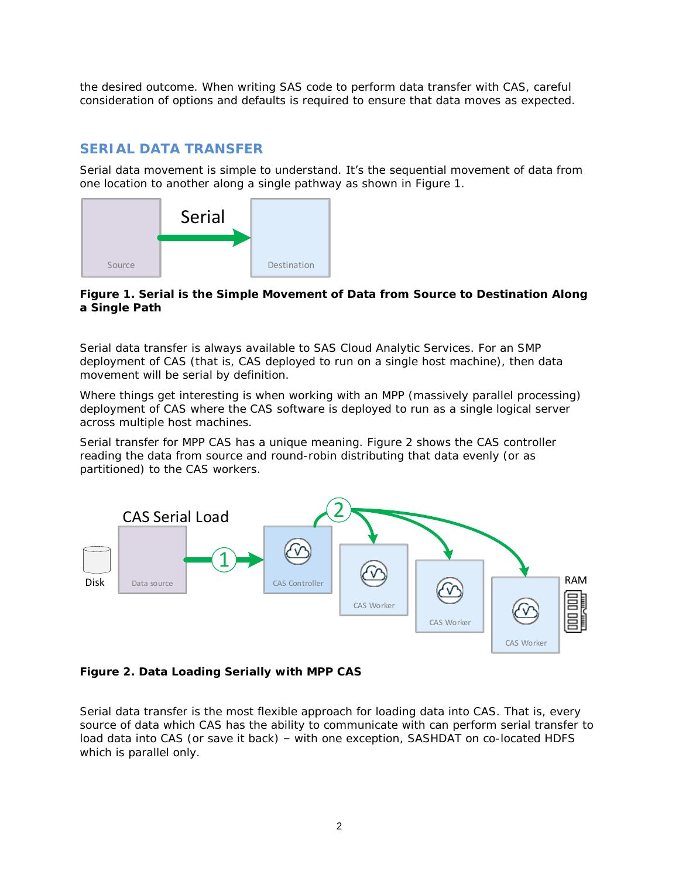the desired outcome. When writing SAS code to perform data transfer with CAS, careful consideration of options and defaults is required to ensure that data moves as expected.

## SERIAL DATA TRANSFER

Serial data movement is simple to understand. It's the sequential movement of data from one location to another along a single pathway as shown in Figure 1.

**Figure 1. Serial is the Simple Movement of Data from Source to Destination Along a Single Path**

Serial data transfer is always available to SAS Cloud Analytic Services. For an SMP deployment of CAS (that is, CAS deployed to run on a single host machine), then data movement will be serial by definition.

Where things get interesting is when working with an MPP (massively parallel processing) deployment of CAS where the CAS software is deployed to run as a single logical server across multiple host machines.

Serial transfer for MPP CAS has a unique meaning. Figure 2 shows the CAS controller reading the data from source and round-robin distributing that data evenly (or as partitioned) to the CAS workers.

**Figure 2. Data Loading Serially with MPP CAS**

Serial data transfer is the most flexible approach for loading data into CAS. That is, every source of data which CAS has the ability to communicate with can perform serial transfer to load data into CAS (or save it back) – with one exception, SASHDAT on co-located HDFS which is parallel only.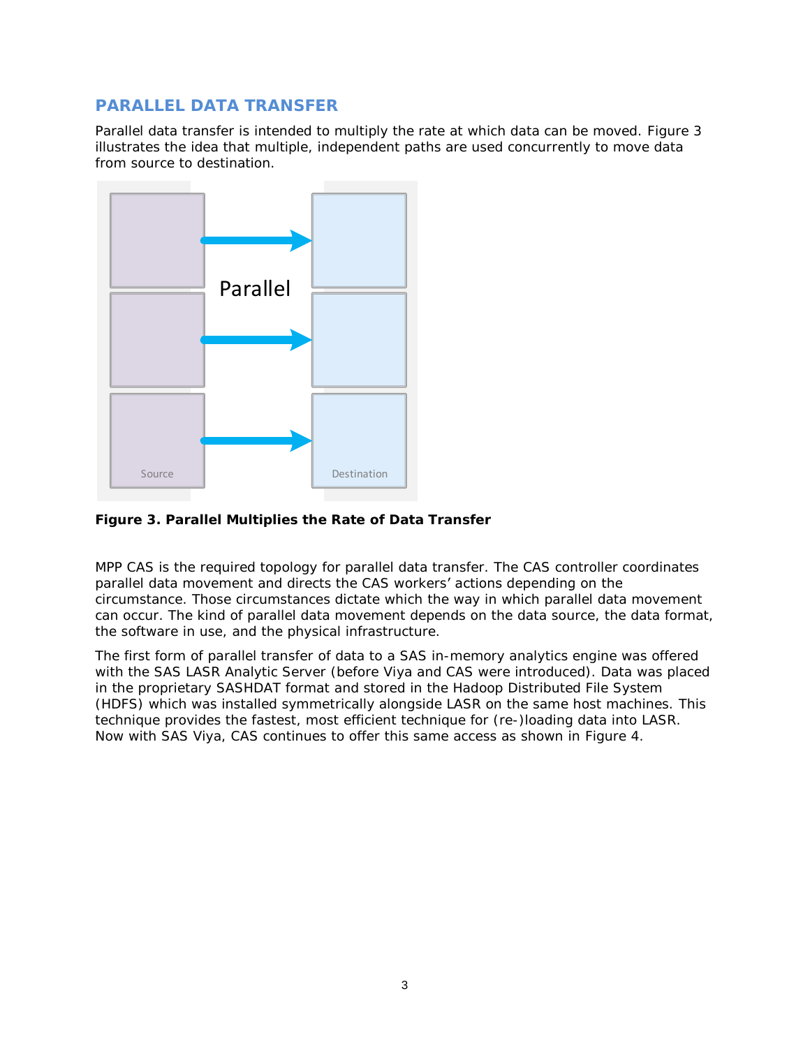## PARALLEL DATA TRANSFER

Parallel data transfer is intended to multiply the rate at which data can be moved. Figure 3 illustrates the idea that multiple, independent paths are used concurrently to move data from source to destination.

**Figure 3. Parallel Multiplies the Rate of Data Transfer**

MPP CAS is the required topology for parallel data transfer. The CAS controller coordinates parallel data movement and directs the CAS workers' actions depending on the circumstance. Those circumstances dictate which the way in which parallel data movement can occur. The kind of parallel data movement depends on the data source, the data format, the software in use, and the physical infrastructure.

The first form of parallel transfer of data to a SAS in-memory analytics engine was offered with the SAS LASR Analytic Server (before Viya and CAS were introduced). Data was placed in the proprietary SASHDAT format and stored in the Hadoop Distributed File System (HDFS) which was installed symmetrically alongside LASR on the same host machines. This technique provides the fastest, most efficient technique for (re-)loading data into LASR. Now with SAS Viya, CAS continues to offer this same access as shown in Figure 4.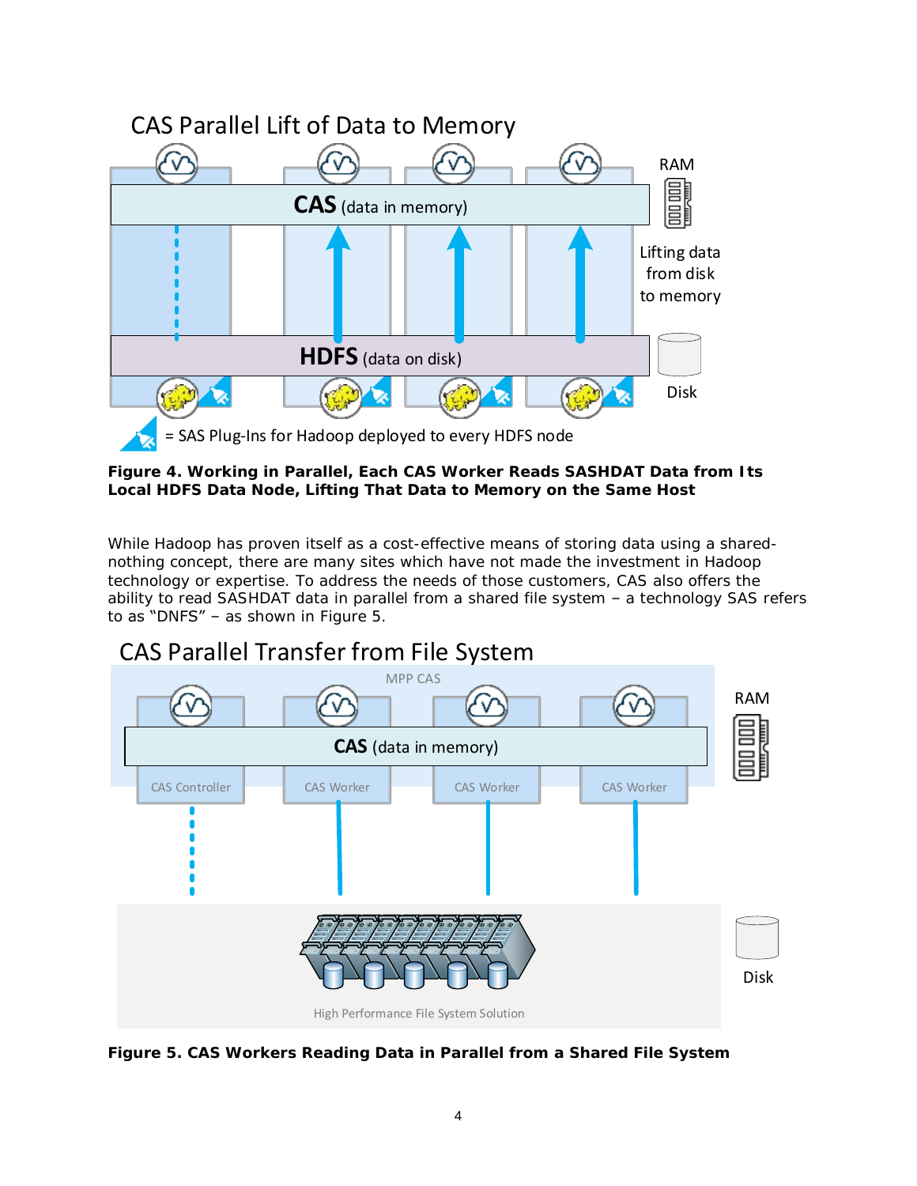CAS Parallel Lift of Data to Memory

CAS (data in memory)

HDFS (data on disk)

RAM

Lifting data from disk to memory

Disk

= SAS Plug-Ins for Hadoop deployed to every HDFS node

**Figure 4. Working in Parallel, Each CAS Worker Reads SASHDAT Data from Its Local HDFS Data Node, Lifting That Data to Memory on the Same Host**

While Hadoop has proven itself as a cost-effective means of storing data using a shared-nothing concept, there are many sites which have not made the investment in Hadoop technology or expertise. To address the needs of those customers, CAS also offers the ability to read SASHDAT data in parallel from a shared file system – a technology SAS refers to as "DNFS" – as shown in Figure 5.

CAS Parallel Transfer from File System

MPP CAS

CAS (data in memory)

CAS Controller | CAS Worker | CAS Worker | CAS Worker

RAM

Disk

High Performance File System Solution

**Figure 5. CAS Workers Reading Data in Parallel from a Shared File System**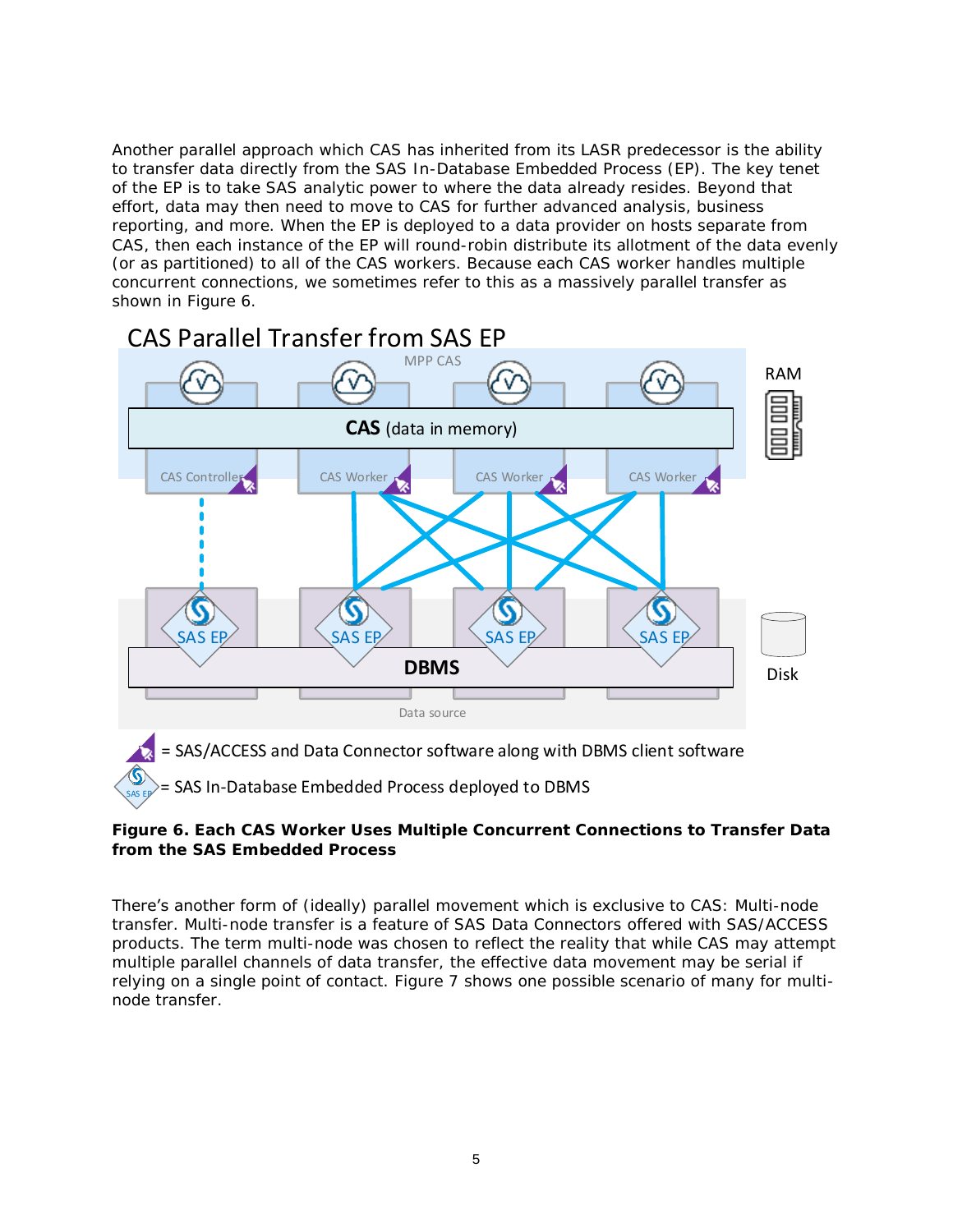Another parallel approach which CAS has inherited from its LASR predecessor is the ability to transfer data directly from the SAS In-Database Embedded Process (EP). The key tenet of the EP is to take SAS analytic power to where the data already resides. Beyond that effort, data may then need to move to CAS for further advanced analysis, business reporting, and more. When the EP is deployed to a data provider on hosts separate from CAS, then each instance of the EP will round-robin distribute its allotment of the data evenly (or as partitioned) to all of the CAS workers. Because each CAS worker handles multiple concurrent connections, we sometimes refer to this as a massively parallel transfer as shown in Figure 6.

**Figure 6. Each CAS Worker Uses Multiple Concurrent Connections to Transfer Data from the SAS Embedded Process**

There's another form of (ideally) parallel movement which is exclusive to CAS: Multi-node transfer. Multi-node transfer is a feature of SAS Data Connectors offered with SAS/ACCESS products. The term multi-node was chosen to reflect the reality that while CAS may attempt multiple parallel channels of data transfer, the effective data movement may be serial if relying on a single point of contact. Figure 7 shows one possible scenario of many for multi-node transfer.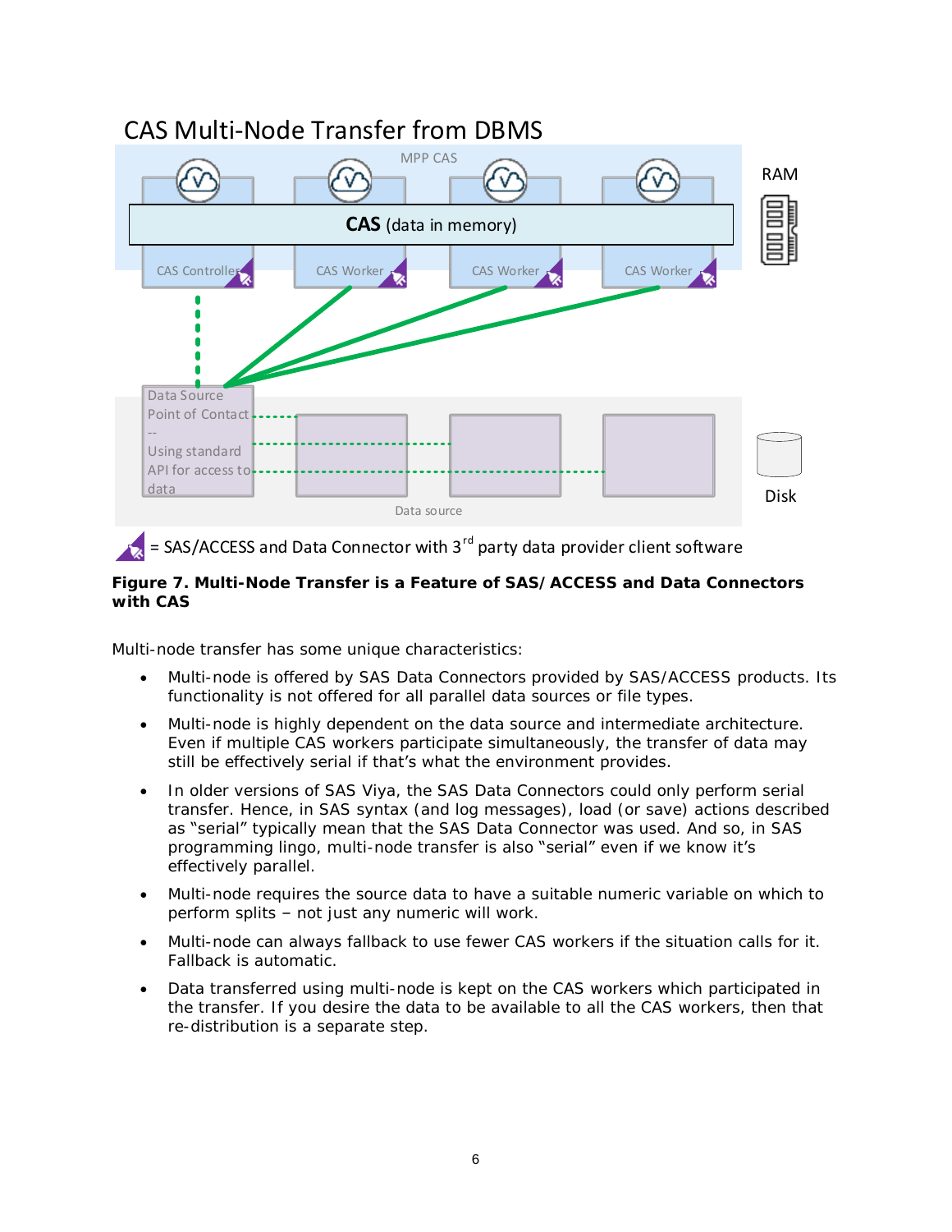**Figure 7. Multi-Node Transfer is a Feature of SAS/ ACCESS and Data Connectors with CAS**

Multi-node transfer has some unique characteristics:

- Multi-node is offered by SAS Data Connectors provided by SAS/ACCESS products. Its functionality is not offered for all parallel data sources or file types.
- Multi-node is highly dependent on the data source and intermediate architecture. Even if multiple CAS workers participate simultaneously, the transfer of data may still be effectively serial if that's what the environment provides.
- In older versions of SAS Viya, the SAS Data Connectors could only perform serial transfer. Hence, in SAS syntax (and log messages), load (or save) actions described as "serial" typically mean that the SAS Data Connector was used. And so, in SAS programming lingo, multi-node transfer is also "serial" even if we know it's effectively parallel.
- Multi-node requires the source data to have a suitable numeric variable on which to perform splits – not just any numeric will work.
- Multi-node can always fallback to use fewer CAS workers if the situation calls for it. Fallback is automatic.
- Data transferred using multi-node is kept on the CAS workers which participated in the transfer. If you desire the data to be available to all the CAS workers, then that re-distribution is a separate step.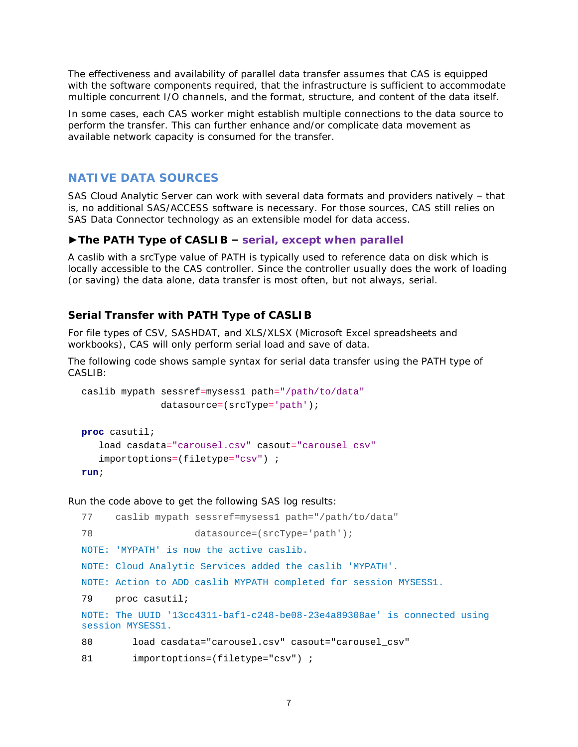The effectiveness and availability of parallel data transfer assumes that CAS is equipped with the software components required, that the infrastructure is sufficient to accommodate multiple concurrent I/O channels, and the format, structure, and content of the data itself.

In some cases, each CAS worker might establish multiple connections to the data source to perform the transfer. This can further enhance and/or complicate data movement as available network capacity is consumed for the transfer.

## NATIVE DATA SOURCES

SAS Cloud Analytic Server can work with several data formats and providers natively – that is, no additional SAS/ACCESS software is necessary. For those sources, CAS still relies on SAS Data Connector technology as an extensible model for data access.

### ►The PATH Type of CASLIB – serial, except when parallel

A caslib with a srcType value of PATH is typically used to reference data on disk which is locally accessible to the CAS controller. Since the controller usually does the work of loading (or saving) the data alone, data transfer is most often, but not always, serial.

### Serial Transfer with PATH Type of CASLIB

For file types of CSV, SASHDAT, and XLS/XLSX (Microsoft Excel spreadsheets and workbooks), CAS will only perform serial load and save of data.

The following code shows sample syntax for serial data transfer using the PATH type of CASLIB:

```
caslib mypath sessref=mysess1 path="/path/to/data"
              datasource=(srcType='path');

proc casutil;
   load casdata="carousel.csv" casout="carousel_csv"
   importoptions=(filetype="csv") ;
run;
```

Run the code above to get the following SAS log results:

```
77    caslib mypath sessref=mysess1 path="/path/to/data"
78                  datasource=(srcType='path');
NOTE: 'MYPATH' is now the active caslib.
NOTE: Cloud Analytic Services added the caslib 'MYPATH'.
NOTE: Action to ADD caslib MYPATH completed for session MYSESS1.
79    proc casutil;
NOTE: The UUID '13cc4311-baf1-c248-be08-23e4a89308ae' is connected using
session MYSESS1.
80       load casdata="carousel.csv" casout="carousel_csv"
81       importoptions=(filetype="csv") ;
```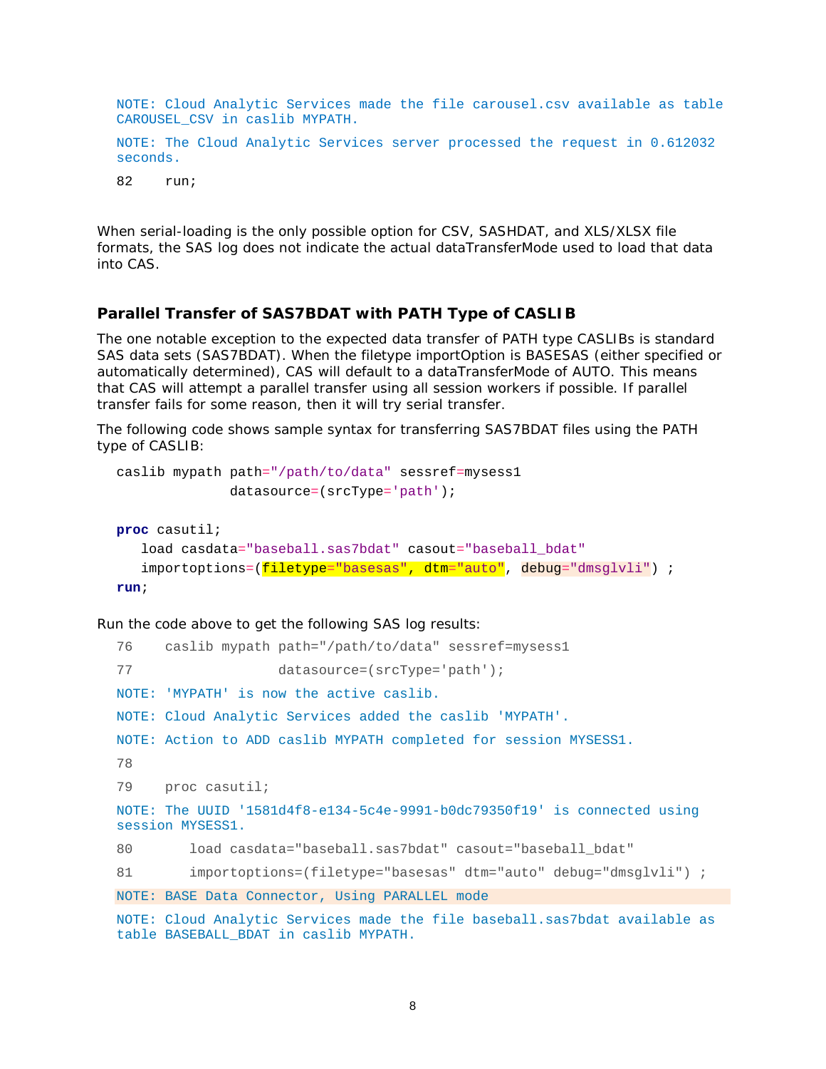```
NOTE: Cloud Analytic Services made the file carousel.csv available as table
CAROUSEL_CSV in caslib MYPATH.

NOTE: The Cloud Analytic Services server processed the request in 0.612032
seconds.

82    run;
```

When serial-loading is the only possible option for CSV, SASHDAT, and XLS/XLSX file formats, the SAS log does not indicate the actual dataTransferMode used to load that data into CAS.

### Parallel Transfer of SAS7BDAT with PATH Type of CASLIB

The one notable exception to the expected data transfer of PATH type CASLIBs is standard SAS data sets (SAS7BDAT). When the filetype importOption is BASESAS (either specified or automatically determined), CAS will default to a dataTransferMode of AUTO. This means that CAS will attempt a parallel transfer using all session workers if possible. If parallel transfer fails for some reason, then it will try serial transfer.

The following code shows sample syntax for transferring SAS7BDAT files using the PATH type of CASLIB:

```
caslib mypath path="/path/to/data" sessref=mysess1
              datasource=(srcType='path');

proc casutil;
   load casdata="baseball.sas7bdat" casout="baseball_bdat"
   importoptions=(filetype="basesas", dtm="auto", debug="dmsglvli") ;
run;
```

Run the code above to get the following SAS log results:

```
76    caslib mypath path="/path/to/data" sessref=mysess1
77                  datasource=(srcType='path');

NOTE: 'MYPATH' is now the active caslib.

NOTE: Cloud Analytic Services added the caslib 'MYPATH'.

NOTE: Action to ADD caslib MYPATH completed for session MYSESS1.

78

79    proc casutil;

NOTE: The UUID '1581d4f8-e134-5c4e-9991-b0dc79350f19' is connected using
session MYSESS1.

80       load casdata="baseball.sas7bdat" casout="baseball_bdat"

81       importoptions=(filetype="basesas" dtm="auto" debug="dmsglvli") ;

NOTE: BASE Data Connector, Using PARALLEL mode

NOTE: Cloud Analytic Services made the file baseball.sas7bdat available as
table BASEBALL_BDAT in caslib MYPATH.
```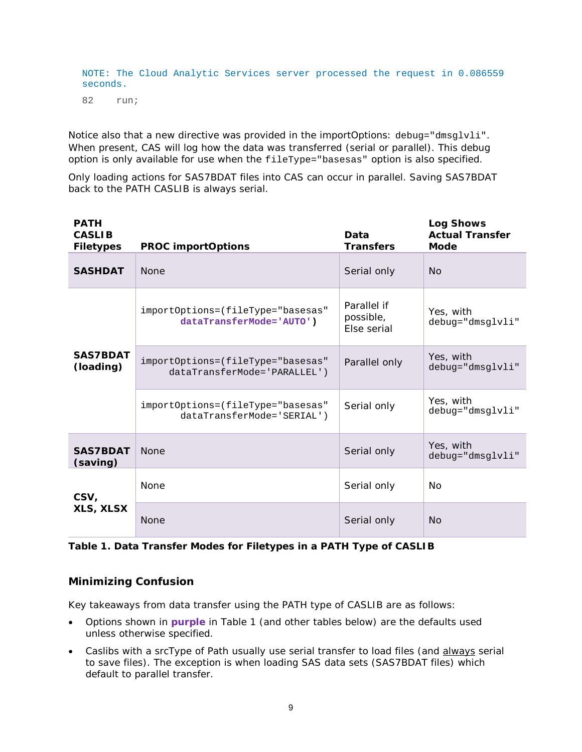```
NOTE: The Cloud Analytic Services server processed the request in 0.086559
seconds.
82     run;
```

Notice also that a new directive was provided in the importOptions: `debug="dmsglvli"`. When present, CAS will log how the data was transferred (serial or parallel). This debug option is only available for use when the `fileType="basesas"` option is also specified.

Only loading actions for SAS7BDAT files into CAS can occur in parallel. Saving SAS7BDAT back to the PATH CASLIB is always serial.

| PATH CASLIB Filetypes | PROC importOptions | Data Transfers | Log Shows Actual Transfer Mode |
|---|---|---|---|
| **SASHDAT** | None | Serial only | No |
| **SAS7BDAT (loading)** | `importOptions=(fileType="basesas" dataTransferMode='AUTO')` | Parallel if possible, Else serial | Yes, with `debug="dmsglvli"` |
| | `importOptions=(fileType="basesas" dataTransferMode='PARALLEL')` | Parallel only | Yes, with `debug="dmsglvli"` |
| | `importOptions=(fileType="basesas" dataTransferMode='SERIAL')` | Serial only | Yes, with `debug="dmsglvli"` |
| **SAS7BDAT (saving)** | None | Serial only | Yes, with `debug="dmsglvli"` |
| **CSV, XLS, XLSX** | None | Serial only | No |
| | None | Serial only | No |

**Table 1. Data Transfer Modes for Filetypes in a PATH Type of CASLIB**

### Minimizing Confusion

Key takeaways from data transfer using the PATH type of CASLIB are as follows:

- Options shown in **purple** in Table 1 (and other tables below) are the defaults used unless otherwise specified.
- Caslibs with a srcType of Path usually use serial transfer to load files (and always serial to save files). The exception is when loading SAS data sets (SAS7BDAT files) which default to parallel transfer.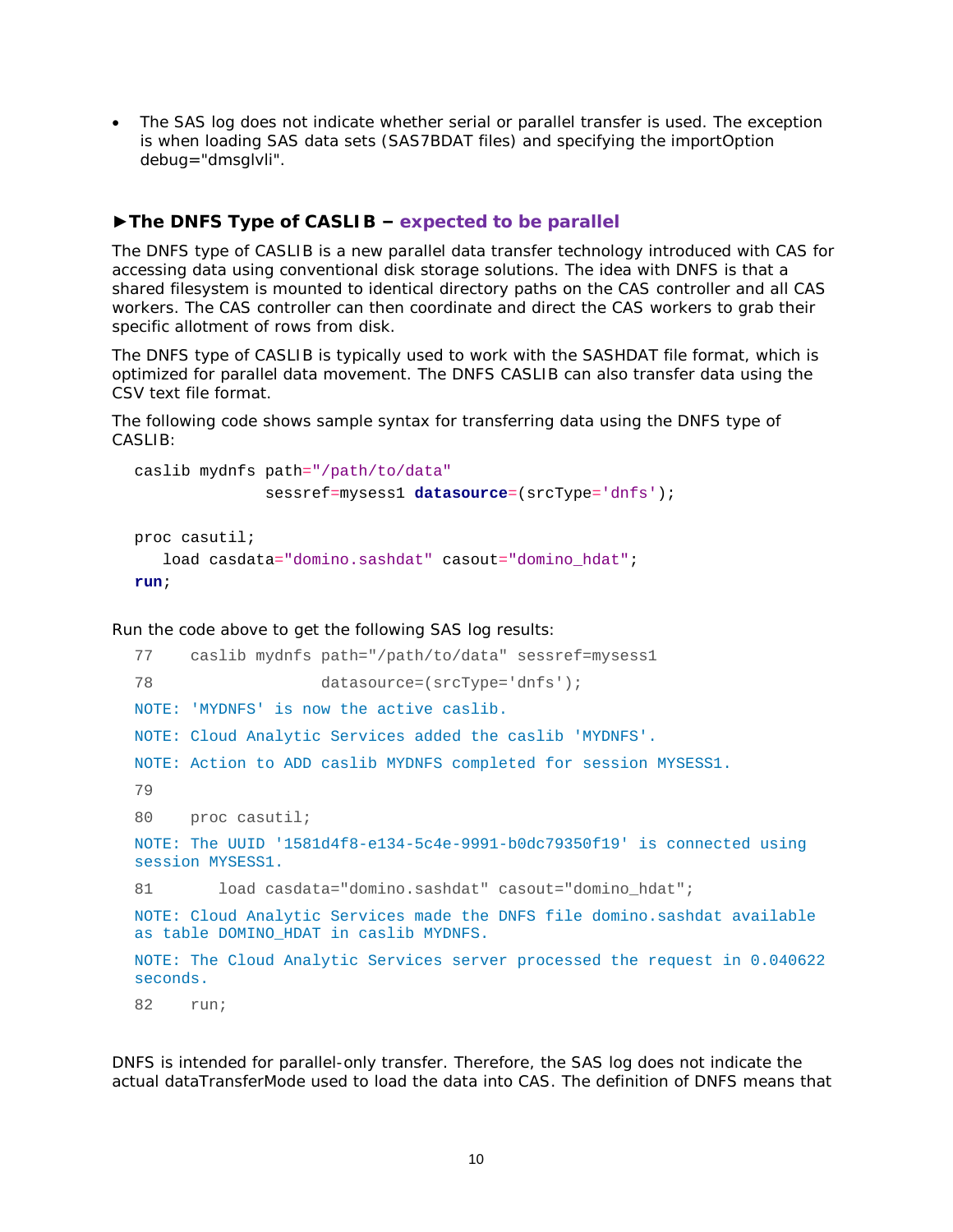- The SAS log does not indicate whether serial or parallel transfer is used. The exception is when loading SAS data sets (SAS7BDAT files) and specifying the importOption debug="dmsglvli".

### ►The DNFS Type of CASLIB – expected to be parallel

The DNFS type of CASLIB is a new parallel data transfer technology introduced with CAS for accessing data using conventional disk storage solutions. The idea with DNFS is that a shared filesystem is mounted to identical directory paths on the CAS controller and all CAS workers. The CAS controller can then coordinate and direct the CAS workers to grab their specific allotment of rows from disk.

The DNFS type of CASLIB is typically used to work with the SASHDAT file format, which is optimized for parallel data movement. The DNFS CASLIB can also transfer data using the CSV text file format.

The following code shows sample syntax for transferring data using the DNFS type of CASLIB:

```
caslib mydnfs path="/path/to/data"
              sessref=mysess1 datasource=(srcType='dnfs');

proc casutil;
   load casdata="domino.sashdat" casout="domino_hdat";
run;
```

Run the code above to get the following SAS log results:

```
77    caslib mydnfs path="/path/to/data" sessref=mysess1
78                   datasource=(srcType='dnfs');
NOTE: 'MYDNFS' is now the active caslib.
NOTE: Cloud Analytic Services added the caslib 'MYDNFS'.
NOTE: Action to ADD caslib MYDNFS completed for session MYSESS1.
79
80    proc casutil;
NOTE: The UUID '1581d4f8-e134-5c4e-9991-b0dc79350f19' is connected using
session MYSESS1.
81       load casdata="domino.sashdat" casout="domino_hdat";
NOTE: Cloud Analytic Services made the DNFS file domino.sashdat available
as table DOMINO_HDAT in caslib MYDNFS.
NOTE: The Cloud Analytic Services server processed the request in 0.040622
seconds.
82    run;
```

DNFS is intended for parallel-only transfer. Therefore, the SAS log does not indicate the actual dataTransferMode used to load the data into CAS. The definition of DNFS means that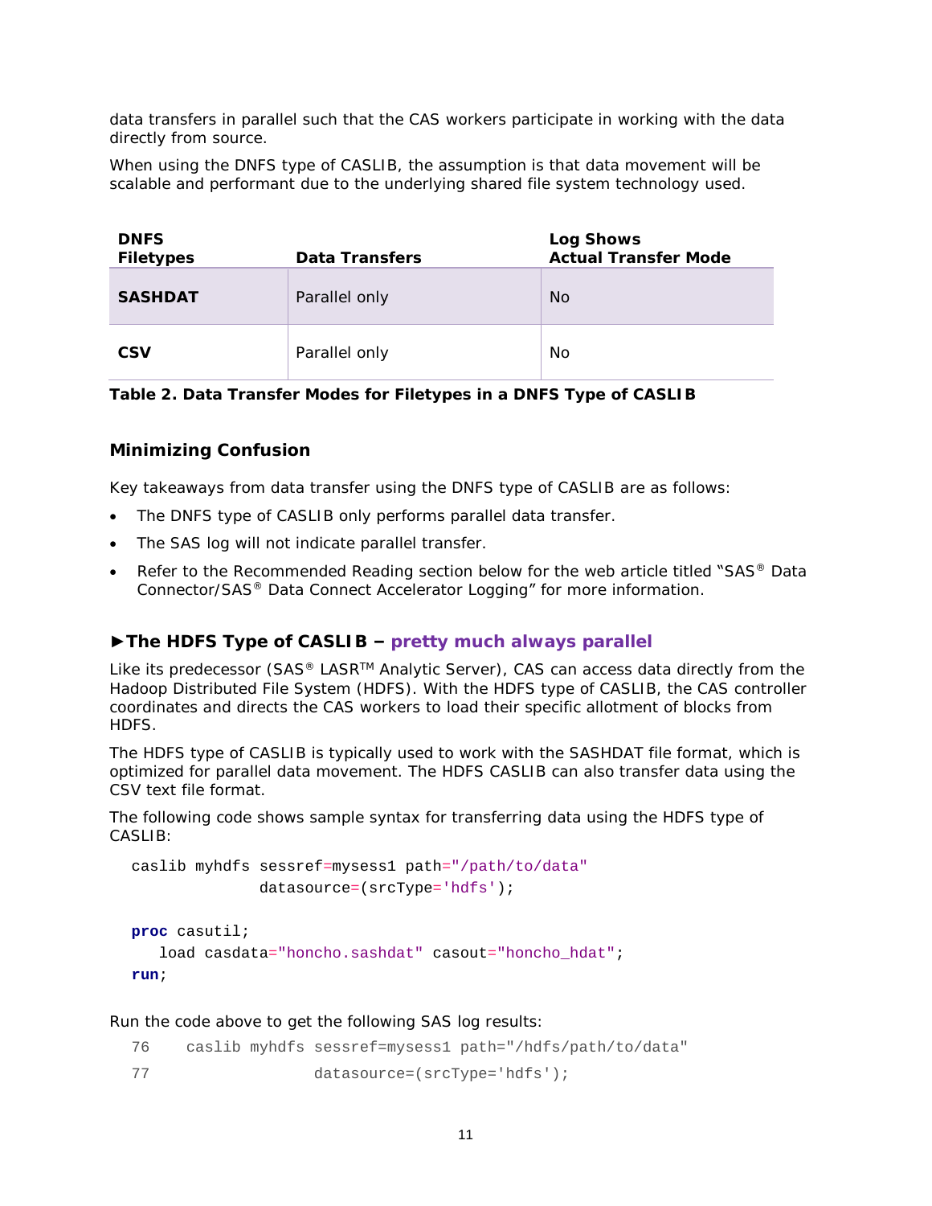data transfers in parallel such that the CAS workers participate in working with the data directly from source.

When using the DNFS type of CASLIB, the assumption is that data movement will be scalable and performant due to the underlying shared file system technology used.

| DNFS Filetypes | Data Transfers | Log Shows Actual Transfer Mode |
|---|---|---|
| **SASHDAT** | Parallel only | No |
| **CSV** | Parallel only | No |

**Table 2. Data Transfer Modes for Filetypes in a DNFS Type of CASLIB**

### Minimizing Confusion

Key takeaways from data transfer using the DNFS type of CASLIB are as follows:

- The DNFS type of CASLIB only performs parallel data transfer.
- The SAS log will not indicate parallel transfer.
- Refer to the Recommended Reading section below for the web article titled "SAS® Data Connector/SAS® Data Connect Accelerator Logging" for more information.

### ►The HDFS Type of CASLIB – pretty much always parallel

Like its predecessor (SAS® LASR™ Analytic Server), CAS can access data directly from the Hadoop Distributed File System (HDFS). With the HDFS type of CASLIB, the CAS controller coordinates and directs the CAS workers to load their specific allotment of blocks from HDFS.

The HDFS type of CASLIB is typically used to work with the SASHDAT file format, which is optimized for parallel data movement. The HDFS CASLIB can also transfer data using the CSV text file format.

The following code shows sample syntax for transferring data using the HDFS type of CASLIB:

```
caslib myhdfs sessref=mysess1 path="/path/to/data"
              datasource=(srcType='hdfs');

proc casutil;
   load casdata="honcho.sashdat" casout="honcho_hdat";
run;
```

Run the code above to get the following SAS log results:

```
76     caslib myhdfs sessref=mysess1 path="/hdfs/path/to/data"
77                   datasource=(srcType='hdfs');
```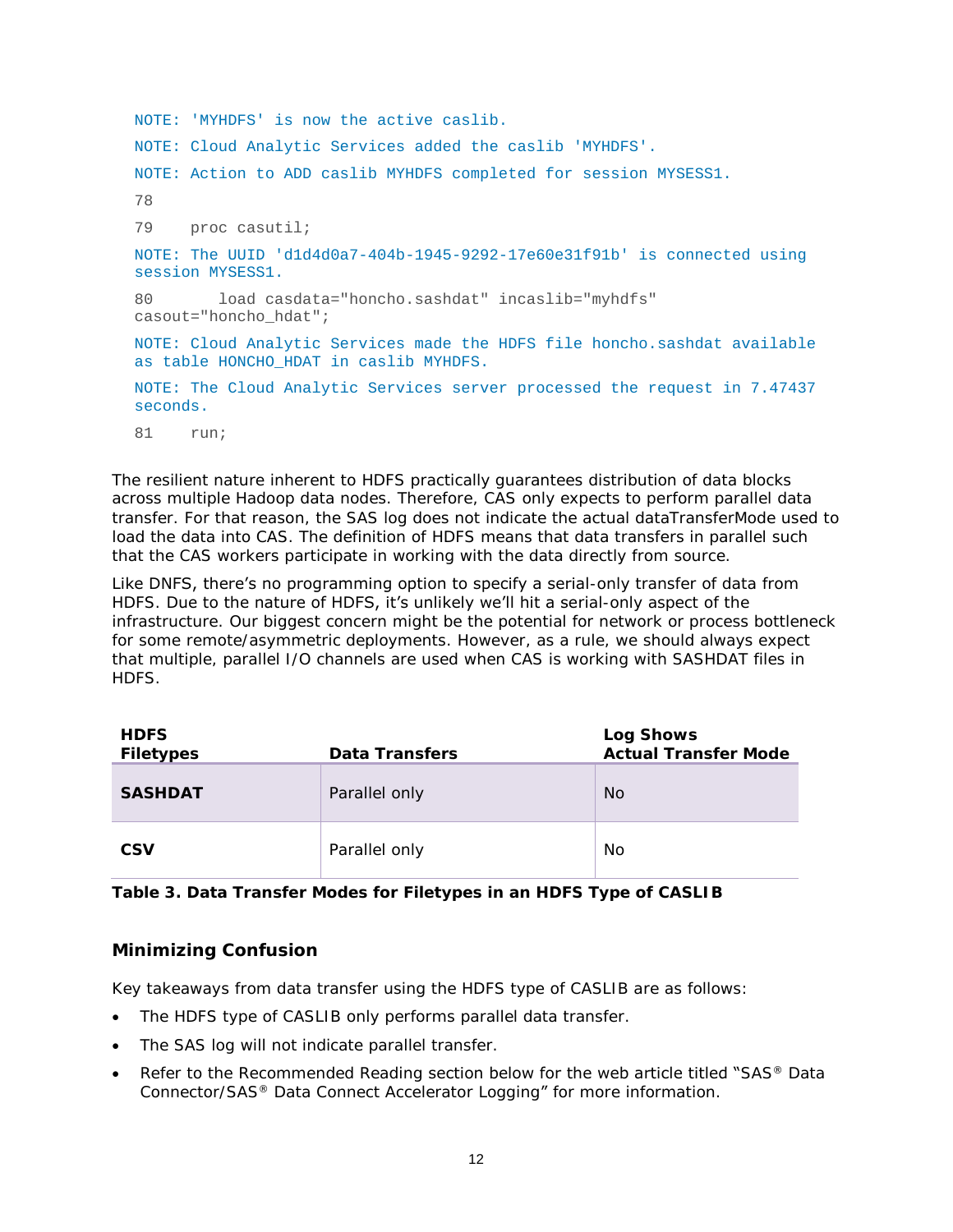```
NOTE: 'MYHDFS' is now the active caslib.
NOTE: Cloud Analytic Services added the caslib 'MYHDFS'.
NOTE: Action to ADD caslib MYHDFS completed for session MYSESS1.
78
79    proc casutil;
NOTE: The UUID 'd1d4d0a7-404b-1945-9292-17e60e31f91b' is connected using
session MYSESS1.
80       load casdata="honcho.sashdat" incaslib="myhdfs"
casout="honcho_hdat";
NOTE: Cloud Analytic Services made the HDFS file honcho.sashdat available
as table HONCHO_HDAT in caslib MYHDFS.
NOTE: The Cloud Analytic Services server processed the request in 7.47437
seconds.
81    run;
```

The resilient nature inherent to HDFS practically guarantees distribution of data blocks across multiple Hadoop data nodes. Therefore, CAS only expects to perform parallel data transfer. For that reason, the SAS log does not indicate the actual dataTransferMode used to load the data into CAS. The definition of HDFS means that data transfers in parallel such that the CAS workers participate in working with the data directly from source.

Like DNFS, there's no programming option to specify a serial-only transfer of data from HDFS. Due to the nature of HDFS, it's unlikely we'll hit a serial-only aspect of the infrastructure. Our biggest concern might be the potential for network or process bottleneck for some remote/asymmetric deployments. However, as a rule, we should always expect that multiple, parallel I/O channels are used when CAS is working with SASHDAT files in HDFS.

| HDFS Filetypes | Data Transfers | Log Shows Actual Transfer Mode |
|---|---|---|
| **SASHDAT** | Parallel only | No |
| **CSV** | Parallel only | No |

**Table 3. Data Transfer Modes for Filetypes in an HDFS Type of CASLIB**

### Minimizing Confusion

Key takeaways from data transfer using the HDFS type of CASLIB are as follows:

- The HDFS type of CASLIB only performs parallel data transfer.
- The SAS log will not indicate parallel transfer.
- Refer to the Recommended Reading section below for the web article titled "SAS® Data Connector/SAS® Data Connect Accelerator Logging" for more information.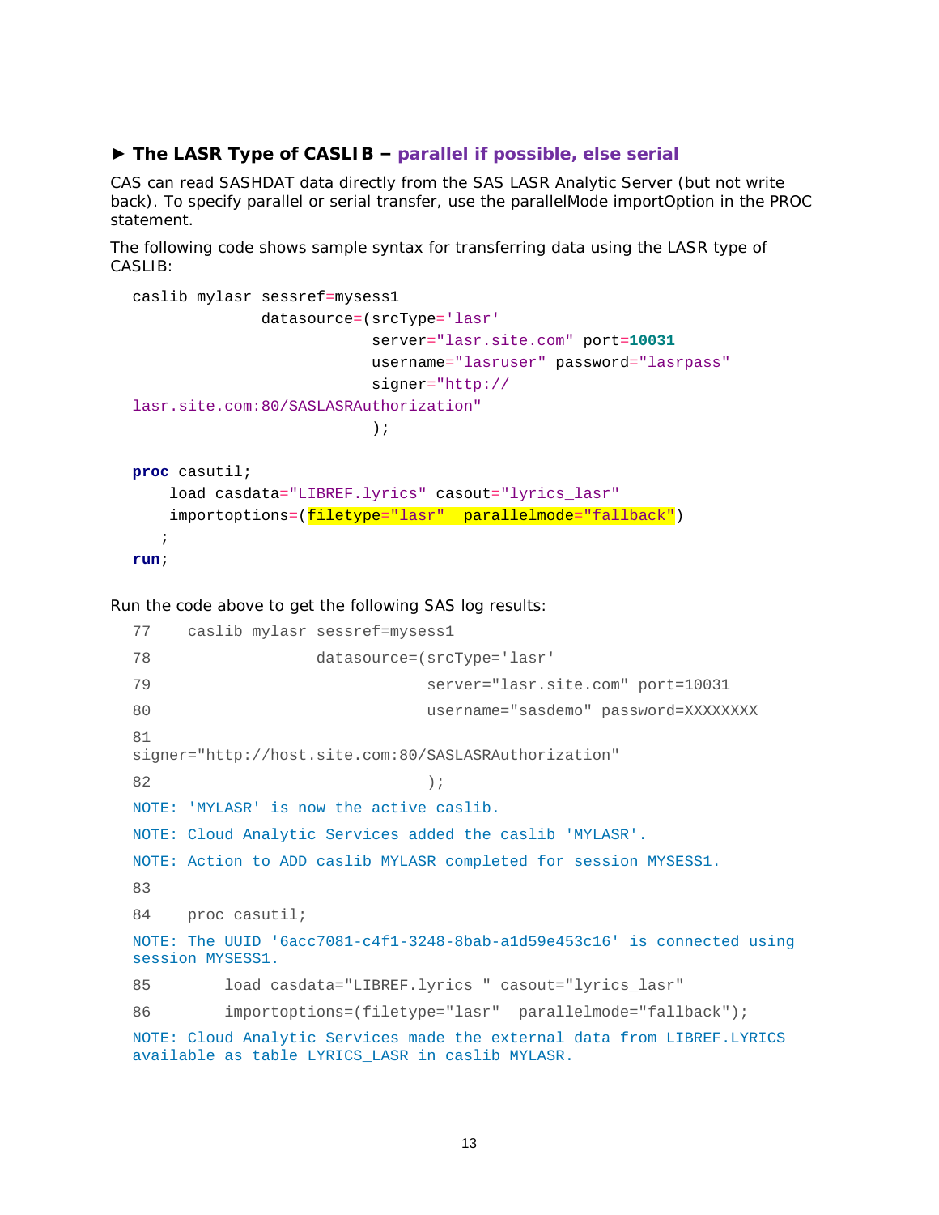### ► The LASR Type of CASLIB – parallel if possible, else serial

CAS can read SASHDAT data directly from the SAS LASR Analytic Server (but not write back). To specify parallel or serial transfer, use the parallelMode importOption in the PROC statement.

The following code shows sample syntax for transferring data using the LASR type of CASLIB:

```
caslib mylasr sessref=mysess1
              datasource=(srcType='lasr'
                          server="lasr.site.com" port=10031
                          username="lasruser" password="lasrpass"
                          signer="http://
lasr.site.com:80/SASLASRAuthorization"
                          );

proc casutil;
    load casdata="LIBREF.lyrics" casout="lyrics_lasr"
    importoptions=(filetype="lasr"  parallelmode="fallback")
   ;
run;
```

Run the code above to get the following SAS log results:

```
77    caslib mylasr sessref=mysess1
78                  datasource=(srcType='lasr'
79                              server="lasr.site.com" port=10031
80                              username="sasdemo" password=XXXXXXXX
81
signer="http://host.site.com:80/SASLASRAuthorization"
82                              );
NOTE: 'MYLASR' is now the active caslib.
NOTE: Cloud Analytic Services added the caslib 'MYLASR'.
NOTE: Action to ADD caslib MYLASR completed for session MYSESS1.
83
84    proc casutil;
NOTE: The UUID '6acc7081-c4f1-3248-8bab-a1d59e453c16' is connected using
session MYSESS1.
85        load casdata="LIBREF.lyrics " casout="lyrics_lasr"
86        importoptions=(filetype="lasr"  parallelmode="fallback");
NOTE: Cloud Analytic Services made the external data from LIBREF.LYRICS
available as table LYRICS_LASR in caslib MYLASR.
```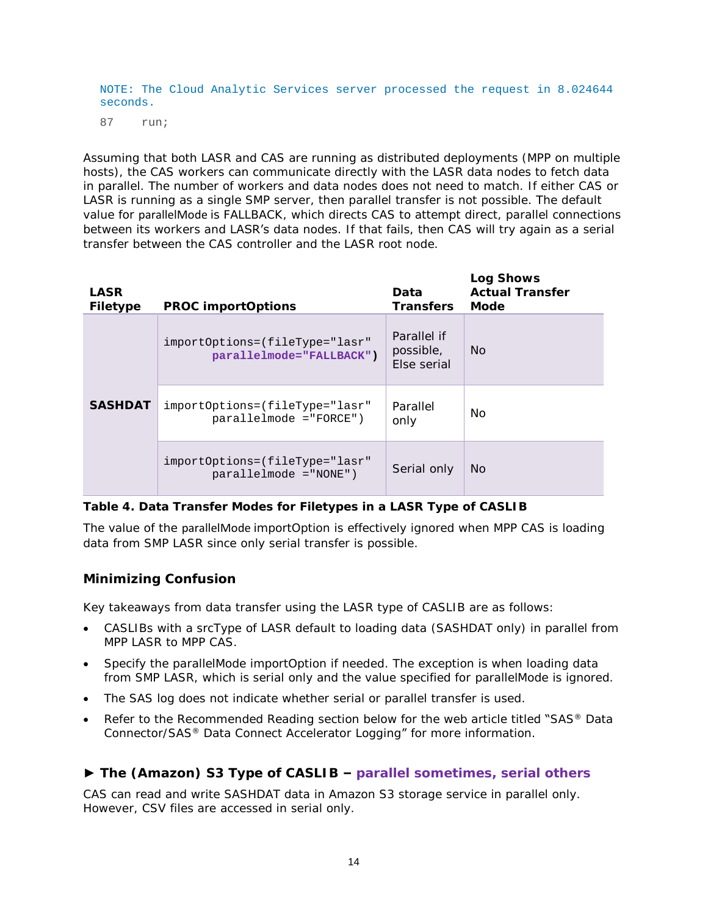```
NOTE: The Cloud Analytic Services server processed the request in 8.024644
seconds.
87     run;
```

Assuming that both LASR and CAS are running as distributed deployments (MPP on multiple hosts), the CAS workers can communicate directly with the LASR data nodes to fetch data in parallel. The number of workers and data nodes does not need to match. If either CAS or LASR is running as a single SMP server, then parallel transfer is not possible. The default value for parallelMode is FALLBACK, which directs CAS to attempt direct, parallel connections between its workers and LASR's data nodes. If that fails, then CAS will try again as a serial transfer between the CAS controller and the LASR root node.

| LASR Filetype | PROC importOptions | Data Transfers | Log Shows Actual Transfer Mode |
|---|---|---|---|
| SASHDAT | `importOptions=(fileType="lasr" parallelmode="FALLBACK")` | Parallel if possible, Else serial | No |
| | `importOptions=(fileType="lasr" parallelmode ="FORCE")` | Parallel only | No |
| | `importOptions=(fileType="lasr" parallelmode ="NONE")` | Serial only | No |

**Table 4. Data Transfer Modes for Filetypes in a LASR Type of CASLIB**

The value of the parallelMode importOption is effectively ignored when MPP CAS is loading data from SMP LASR since only serial transfer is possible.

### Minimizing Confusion

Key takeaways from data transfer using the LASR type of CASLIB are as follows:

- CASLIBs with a srcType of LASR default to loading data (SASHDAT only) in parallel from MPP LASR to MPP CAS.
- Specify the parallelMode importOption if needed. The exception is when loading data from SMP LASR, which is serial only and the value specified for parallelMode is ignored.
- The SAS log does not indicate whether serial or parallel transfer is used.
- Refer to the Recommended Reading section below for the web article titled "SAS® Data Connector/SAS® Data Connect Accelerator Logging" for more information.

### ► The (Amazon) S3 Type of CASLIB – parallel sometimes, serial others

CAS can read and write SASHDAT data in Amazon S3 storage service in parallel only. However, CSV files are accessed in serial only.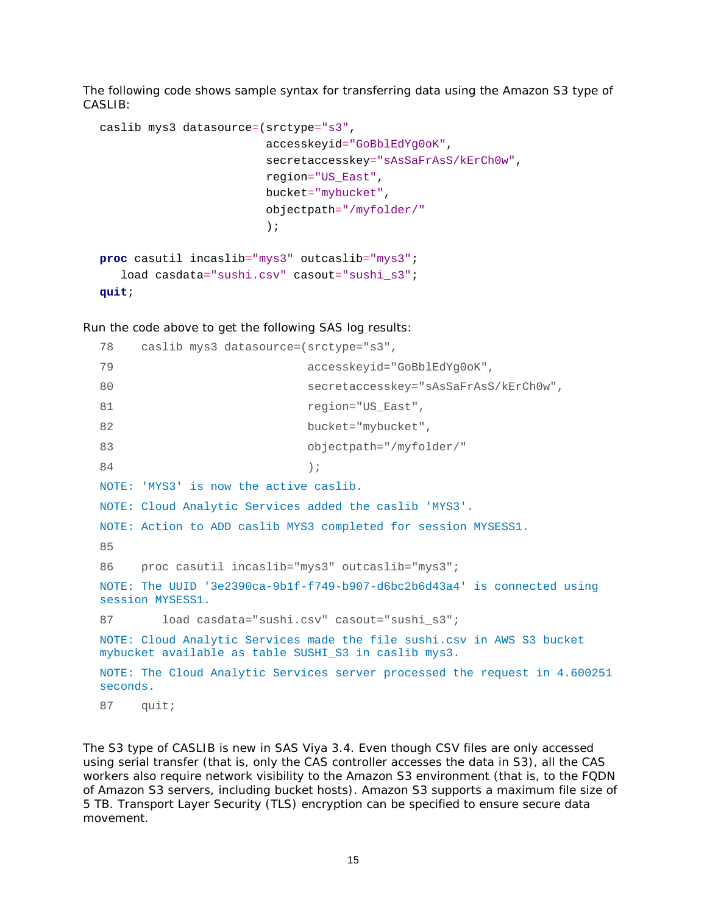The following code shows sample syntax for transferring data using the Amazon S3 type of CASLIB:

```
caslib mys3 datasource=(srctype="s3",
                        accesskeyid="GoBblEdYg0oK",
                        secretaccesskey="sAsSaFrAsS/kErCh0w",
                        region="US_East",
                        bucket="mybucket",
                        objectpath="/myfolder/"
                        );

proc casutil incaslib="mys3" outcaslib="mys3";
   load casdata="sushi.csv" casout="sushi_s3";
quit;
```

Run the code above to get the following SAS log results:

```
78    caslib mys3 datasource=(srctype="s3",
79                            accesskeyid="GoBblEdYg0oK",
80                            secretaccesskey="sAsSaFrAsS/kErCh0w",
81                            region="US_East",
82                            bucket="mybucket",
83                            objectpath="/myfolder/"
84                            );
NOTE: 'MYS3' is now the active caslib.
NOTE: Cloud Analytic Services added the caslib 'MYS3'.
NOTE: Action to ADD caslib MYS3 completed for session MYSESS1.
85
86    proc casutil incaslib="mys3" outcaslib="mys3";
NOTE: The UUID '3e2390ca-9b1f-f749-b907-d6bc2b6d43a4' is connected using
session MYSESS1.
87       load casdata="sushi.csv" casout="sushi_s3";
NOTE: Cloud Analytic Services made the file sushi.csv in AWS S3 bucket
mybucket available as table SUSHI_S3 in caslib mys3.
NOTE: The Cloud Analytic Services server processed the request in 4.600251
seconds.
87    quit;
```

The S3 type of CASLIB is new in SAS Viya 3.4. Even though CSV files are only accessed using serial transfer (that is, only the CAS controller accesses the data in S3), all the CAS workers also require network visibility to the Amazon S3 environment (that is, to the FQDN of Amazon S3 servers, including bucket hosts). Amazon S3 supports a maximum file size of 5 TB. Transport Layer Security (TLS) encryption can be specified to ensure secure data movement.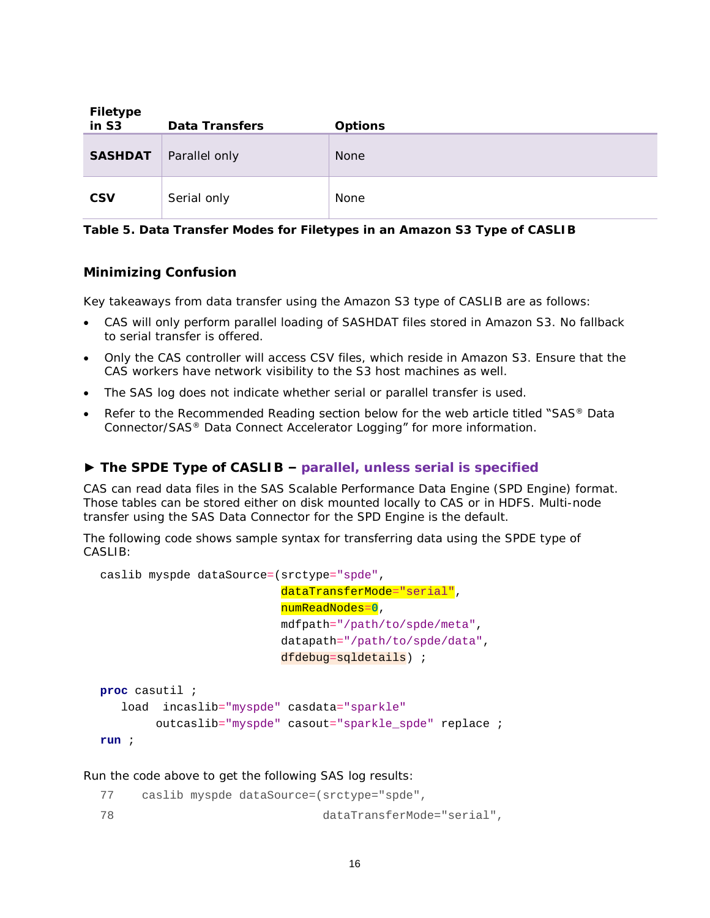| Filetype in S3 | Data Transfers | Options |
|---|---|---|
| **SASHDAT** | Parallel only | None |
| **CSV** | Serial only | None |

**Table 5. Data Transfer Modes for Filetypes in an Amazon S3 Type of CASLIB**

### Minimizing Confusion

Key takeaways from data transfer using the Amazon S3 type of CASLIB are as follows:

- CAS will only perform parallel loading of SASHDAT files stored in Amazon S3. No fallback to serial transfer is offered.
- Only the CAS controller will access CSV files, which reside in Amazon S3. Ensure that the CAS workers have network visibility to the S3 host machines as well.
- The SAS log does not indicate whether serial or parallel transfer is used.
- Refer to the Recommended Reading section below for the web article titled "SAS® Data Connector/SAS® Data Connect Accelerator Logging" for more information.

### ► The SPDE Type of CASLIB – parallel, unless serial is specified

CAS can read data files in the SAS Scalable Performance Data Engine (SPD Engine) format. Those tables can be stored either on disk mounted locally to CAS or in HDFS. Multi-node transfer using the SAS Data Connector for the SPD Engine is the default.

The following code shows sample syntax for transferring data using the SPDE type of CASLIB:

```
caslib myspde dataSource=(srctype="spde",
                          dataTransferMode="serial",
                          numReadNodes=0,
                          mdfpath="/path/to/spde/meta",
                          datapath="/path/to/spde/data",
                          dfdebug=sqldetails) ;

proc casutil ;
   load  incaslib="myspde" casdata="sparkle"
         outcaslib="myspde" casout="sparkle_spde" replace ;
run ;
```

Run the code above to get the following SAS log results:

```
77    caslib myspde dataSource=(srctype="spde",
78                              dataTransferMode="serial",
```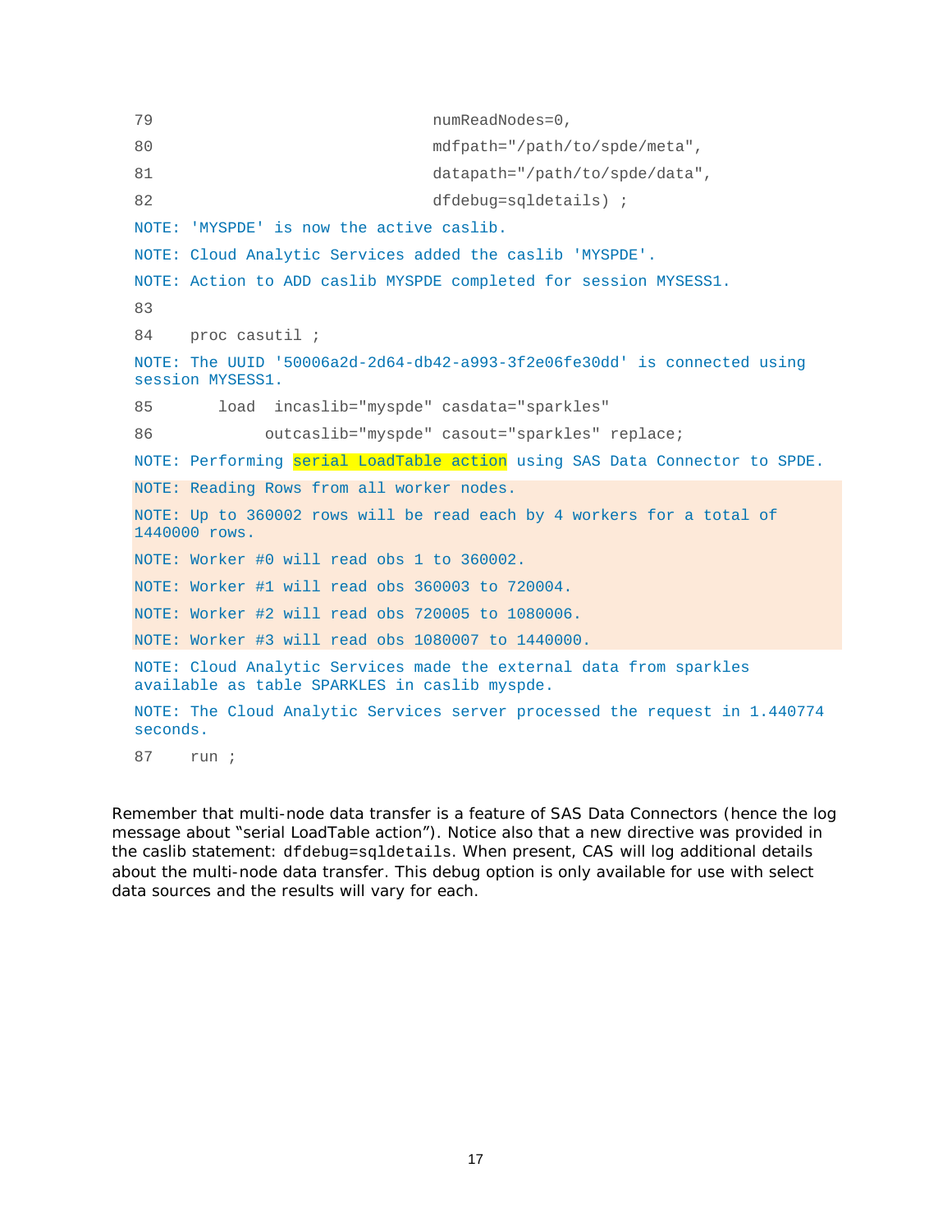```
79                              numReadNodes=0,
80                              mdfpath="/path/to/spde/meta",
81                              datapath="/path/to/spde/data",
82                              dfdebug=sqldetails) ;
NOTE: 'MYSPDE' is now the active caslib.
NOTE: Cloud Analytic Services added the caslib 'MYSPDE'.
NOTE: Action to ADD caslib MYSPDE completed for session MYSESS1.
83
84    proc casutil ;
NOTE: The UUID '50006a2d-2d64-db42-a993-3f2e06fe30dd' is connected using
session MYSESS1.
85       load  incaslib="myspde" casdata="sparkles"
86            outcaslib="myspde" casout="sparkles" replace;
NOTE: Performing serial LoadTable action using SAS Data Connector to SPDE.
NOTE: Reading Rows from all worker nodes.
NOTE: Up to 360002 rows will be read each by 4 workers for a total of
1440000 rows.
NOTE: Worker #0 will read obs 1 to 360002.
NOTE: Worker #1 will read obs 360003 to 720004.
NOTE: Worker #2 will read obs 720005 to 1080006.
NOTE: Worker #3 will read obs 1080007 to 1440000.
NOTE: Cloud Analytic Services made the external data from sparkles
available as table SPARKLES in caslib myspde.
NOTE: The Cloud Analytic Services server processed the request in 1.440774
seconds.
87    run ;
```

Remember that multi-node data transfer is a feature of SAS Data Connectors (hence the log message about "serial LoadTable action"). Notice also that a new directive was provided in the caslib statement: `dfdebug=sqldetails`. When present, CAS will log additional details about the multi-node data transfer. This debug option is only available for use with select data sources and the results will vary for each.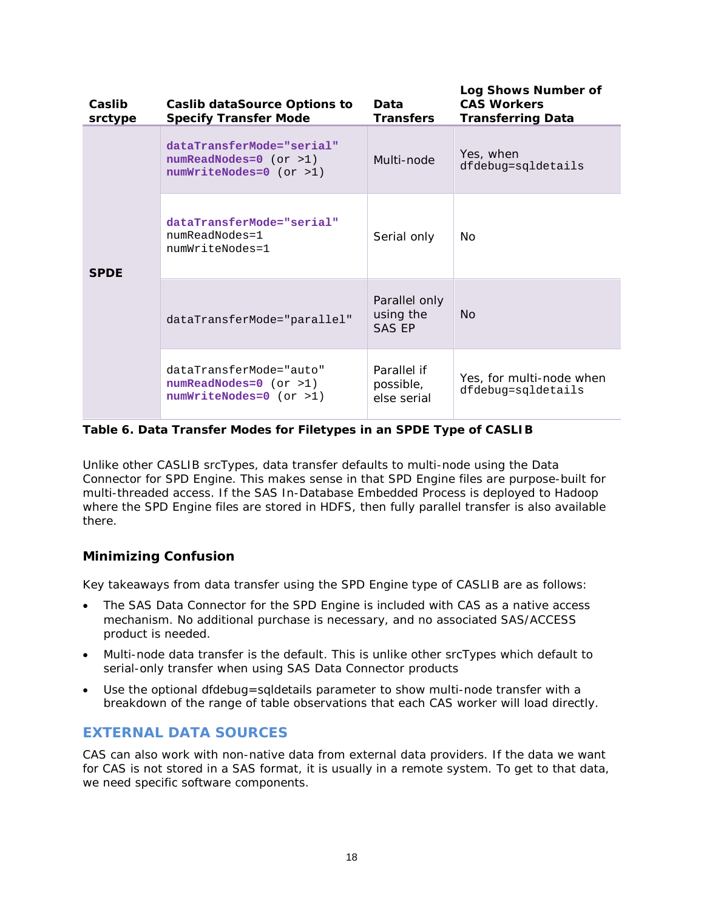| Caslib srctype | Caslib dataSource Options to Specify Transfer Mode | Data Transfers | Log Shows Number of CAS Workers Transferring Data |
|---|---|---|---|
| SPDE | **dataTransferMode="serial"** **numReadNodes=0** (or >1) **numWriteNodes=0** (or >1) | Multi-node | Yes, when dfdebug=sqldetails |
| | **dataTransferMode="serial"** numReadNodes=1 numWriteNodes=1 | Serial only | No |
| | dataTransferMode="parallel" | Parallel only using the SAS EP | No |
| | dataTransferMode="auto" **numReadNodes=0** (or >1) **numWriteNodes=0** (or >1) | Parallel if possible, else serial | Yes, for multi-node when dfdebug=sqldetails |

**Table 6. Data Transfer Modes for Filetypes in an SPDE Type of CASLIB**

Unlike other CASLIB srcTypes, data transfer defaults to multi-node using the Data Connector for SPD Engine. This makes sense in that SPD Engine files are purpose-built for multi-threaded access. If the SAS In-Database Embedded Process is deployed to Hadoop where the SPD Engine files are stored in HDFS, then fully parallel transfer is also available there.

### Minimizing Confusion

Key takeaways from data transfer using the SPD Engine type of CASLIB are as follows:

- The SAS Data Connector for the SPD Engine is included with CAS as a native access mechanism. No additional purchase is necessary, and no associated SAS/ACCESS product is needed.
- Multi-node data transfer is the default. This is unlike other srcTypes which default to serial-only transfer when using SAS Data Connector products
- Use the optional dfdebug=sqldetails parameter to show multi-node transfer with a breakdown of the range of table observations that each CAS worker will load directly.

## EXTERNAL DATA SOURCES

CAS can also work with non-native data from external data providers. If the data we want for CAS is not stored in a SAS format, it is usually in a remote system. To get to that data, we need specific software components.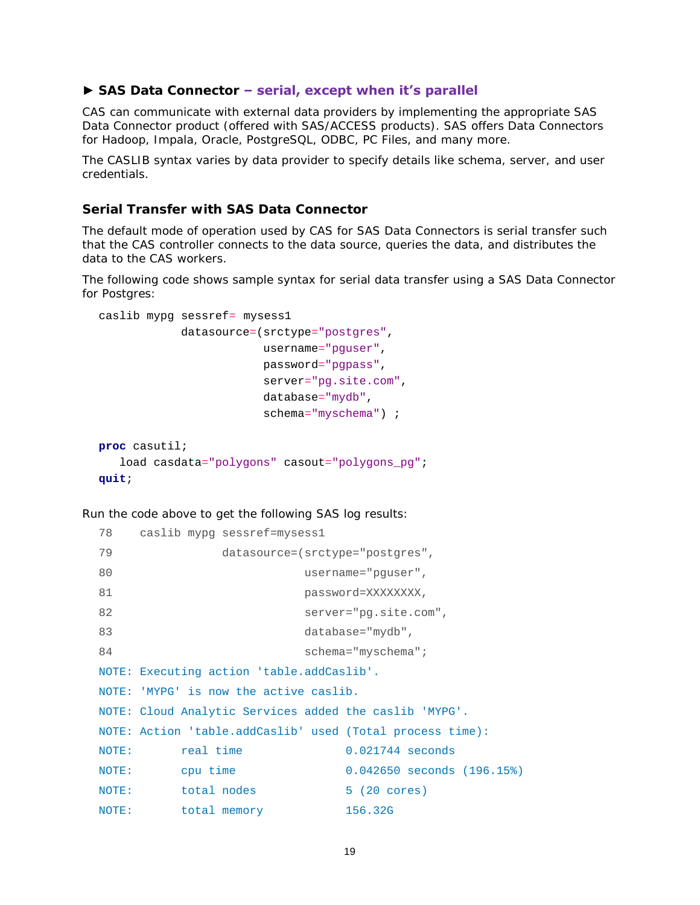### ► SAS Data Connector – serial, except when it's parallel

CAS can communicate with external data providers by implementing the appropriate SAS Data Connector product (offered with SAS/ACCESS products). SAS offers Data Connectors for Hadoop, Impala, Oracle, PostgreSQL, ODBC, PC Files, and many more.

The CASLIB syntax varies by data provider to specify details like schema, server, and user credentials.

#### Serial Transfer with SAS Data Connector

The default mode of operation used by CAS for SAS Data Connectors is serial transfer such that the CAS controller connects to the data source, queries the data, and distributes the data to the CAS workers.

The following code shows sample syntax for serial data transfer using a SAS Data Connector for Postgres:

```
caslib mypg sessref= mysess1
            datasource=(srctype="postgres",
                        username="pguser",
                        password="pgpass",
                        server="pg.site.com",
                        database="mydb",
                        schema="myschema") ;

proc casutil;
   load casdata="polygons" casout="polygons_pg";
quit;
```

Run the code above to get the following SAS log results:

```
78    caslib mypg sessref=mysess1
79                datasource=(srctype="postgres",
80                            username="pguser",
81                            password=XXXXXXXX,
82                            server="pg.site.com",
83                            database="mydb",
84                            schema="myschema";
NOTE: Executing action 'table.addCaslib'.
NOTE: 'MYPG' is now the active caslib.
NOTE: Cloud Analytic Services added the caslib 'MYPG'.
NOTE: Action 'table.addCaslib' used (Total process time):
NOTE:       real time               0.021744 seconds
NOTE:       cpu time                0.042650 seconds (196.15%)
NOTE:       total nodes             5 (20 cores)
NOTE:       total memory            156.32G
```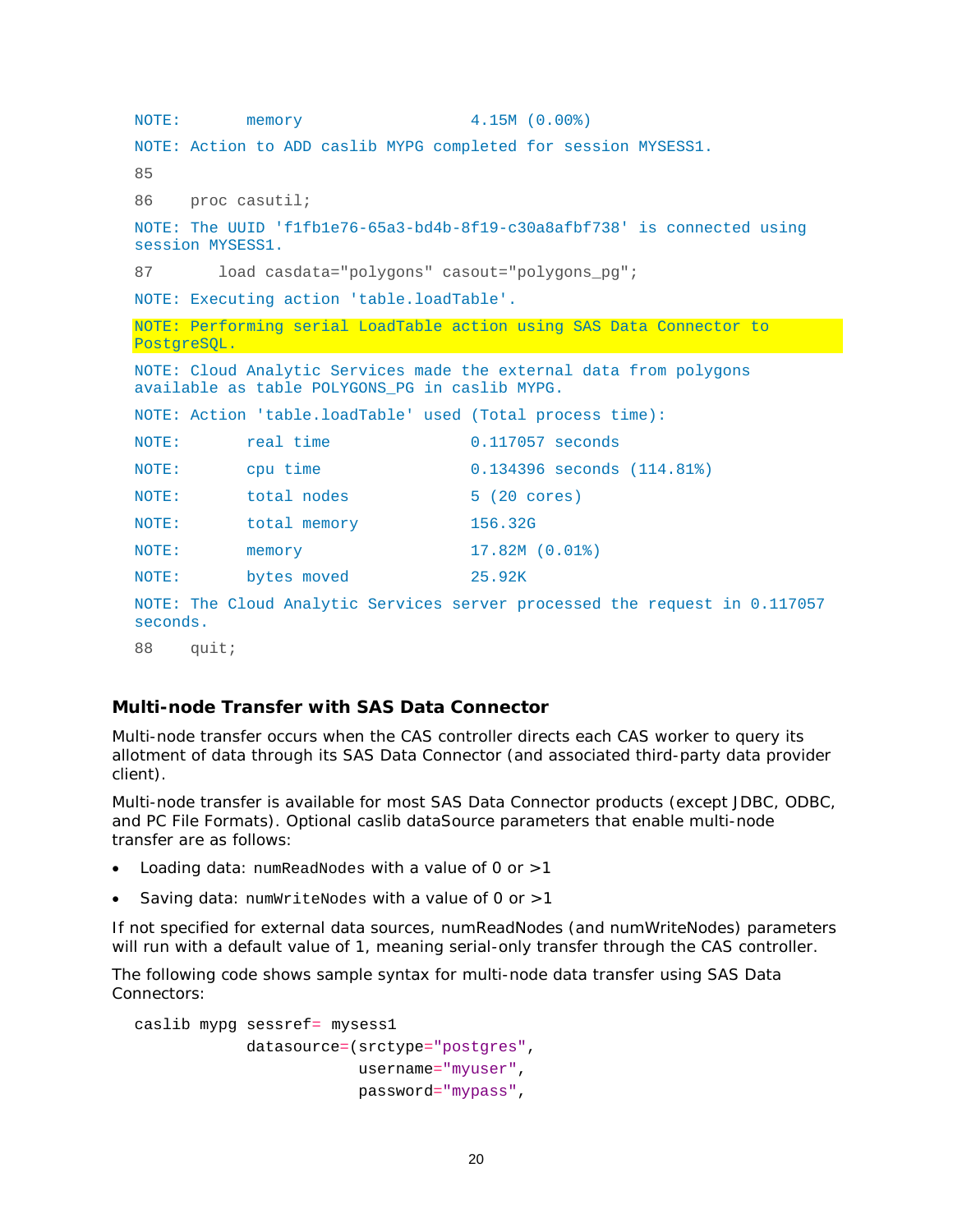```
NOTE:       memory                  4.15M (0.00%)
NOTE: Action to ADD caslib MYPG completed for session MYSESS1.
85
86    proc casutil;
NOTE: The UUID 'f1fb1e76-65a3-bd4b-8f19-c30a8afbf738' is connected using
session MYSESS1.
87       load casdata="polygons" casout="polygons_pg";
NOTE: Executing action 'table.loadTable'.
NOTE: Performing serial LoadTable action using SAS Data Connector to
PostgreSQL.
NOTE: Cloud Analytic Services made the external data from polygons
available as table POLYGONS_PG in caslib MYPG.
NOTE: Action 'table.loadTable' used (Total process time):
NOTE:       real time               0.117057 seconds
NOTE:       cpu time                0.134396 seconds (114.81%)
NOTE:       total nodes             5 (20 cores)
NOTE:       total memory            156.32G
NOTE:       memory                  17.82M (0.01%)
NOTE:       bytes moved             25.92K
NOTE: The Cloud Analytic Services server processed the request in 0.117057
seconds.
88    quit;
```

### Multi-node Transfer with SAS Data Connector

Multi-node transfer occurs when the CAS controller directs each CAS worker to query its allotment of data through its SAS Data Connector (and associated third-party data provider client).

Multi-node transfer is available for most SAS Data Connector products (except JDBC, ODBC, and PC File Formats). Optional caslib dataSource parameters that enable multi-node transfer are as follows:

- Loading data: `numReadNodes` with a value of 0 or >1
- Saving data: `numWriteNodes` with a value of 0 or >1

If not specified for external data sources, numReadNodes (and numWriteNodes) parameters will run with a default value of 1, meaning serial-only transfer through the CAS controller.

The following code shows sample syntax for multi-node data transfer using SAS Data Connectors:

```
caslib mypg sessref= mysess1
            datasource=(srctype="postgres",
                        username="myuser",
                        password="mypass",
```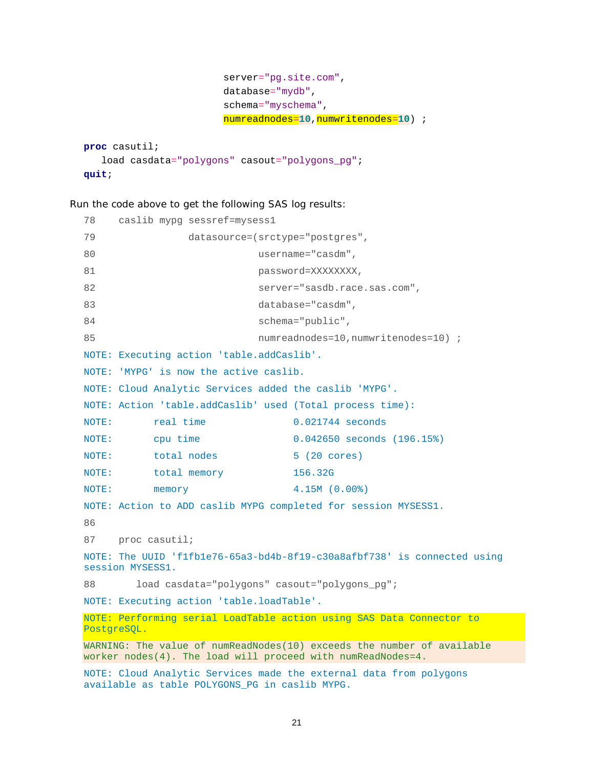```
                          server="pg.site.com",
                          database="mydb",
                          schema="myschema",
                          numreadnodes=10,numwritenodes=10) ;

proc casutil;
   load casdata="polygons" casout="polygons_pg";
quit;
```

Run the code above to get the following SAS log results:

```
78    caslib mypg sessref=mysess1
79                datasource=(srctype="postgres",
80                            username="casdm",
81                            password=XXXXXXXX,
82                            server="sasdb.race.sas.com",
83                            database="casdm",
84                            schema="public",
85                            numreadnodes=10,numwritenodes=10) ;
NOTE: Executing action 'table.addCaslib'.
NOTE: 'MYPG' is now the active caslib.
NOTE: Cloud Analytic Services added the caslib 'MYPG'.
NOTE: Action 'table.addCaslib' used (Total process time):
NOTE:       real time               0.021744 seconds
NOTE:       cpu time                0.042650 seconds (196.15%)
NOTE:       total nodes             5 (20 cores)
NOTE:       total memory            156.32G
NOTE:       memory                  4.15M (0.00%)
NOTE: Action to ADD caslib MYPG completed for session MYSESS1.
86
87    proc casutil;
NOTE: The UUID 'f1fb1e76-65a3-bd4b-8f19-c30a8afbf738' is connected using
session MYSESS1.
88       load casdata="polygons" casout="polygons_pg";
NOTE: Executing action 'table.loadTable'.
NOTE: Performing serial LoadTable action using SAS Data Connector to
PostgreSQL.
WARNING: The value of numReadNodes(10) exceeds the number of available
worker nodes(4). The load will proceed with numReadNodes=4.
NOTE: Cloud Analytic Services made the external data from polygons
available as table POLYGONS_PG in caslib MYPG.
```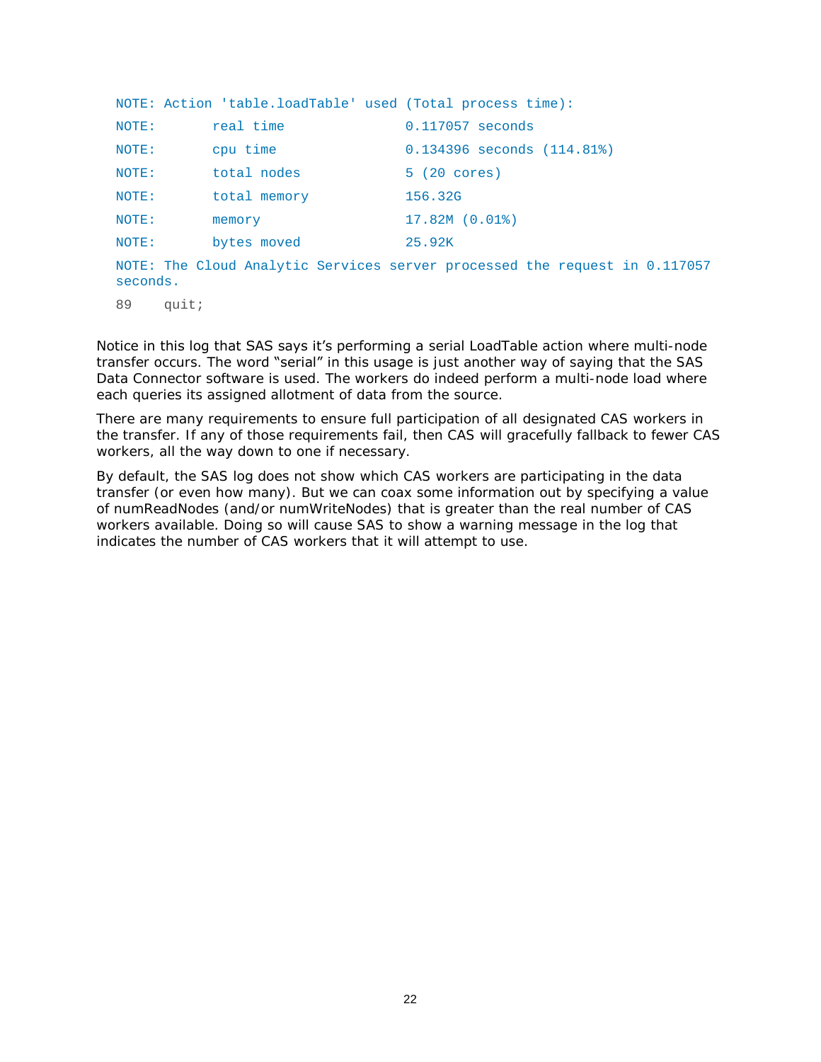```
NOTE: Action 'table.loadTable' used (Total process time):
NOTE:       real time               0.117057 seconds
NOTE:       cpu time                0.134396 seconds (114.81%)
NOTE:       total nodes             5 (20 cores)
NOTE:       total memory            156.32G
NOTE:       memory                  17.82M (0.01%)
NOTE:       bytes moved             25.92K
NOTE: The Cloud Analytic Services server processed the request in 0.117057
seconds.
89    quit;
```

Notice in this log that SAS says it's performing a serial LoadTable action where multi-node transfer occurs. The word "serial" in this usage is just another way of saying that the SAS Data Connector software is used. The workers do indeed perform a multi-node load where each queries its assigned allotment of data from the source.

There are many requirements to ensure full participation of all designated CAS workers in the transfer. If any of those requirements fail, then CAS will gracefully fallback to fewer CAS workers, all the way down to one if necessary.

By default, the SAS log does not show which CAS workers are participating in the data transfer (or even how many). But we can coax some information out by specifying a value of numReadNodes (and/or numWriteNodes) that is greater than the real number of CAS workers available. Doing so will cause SAS to show a warning message in the log that indicates the number of CAS workers that it will attempt to use.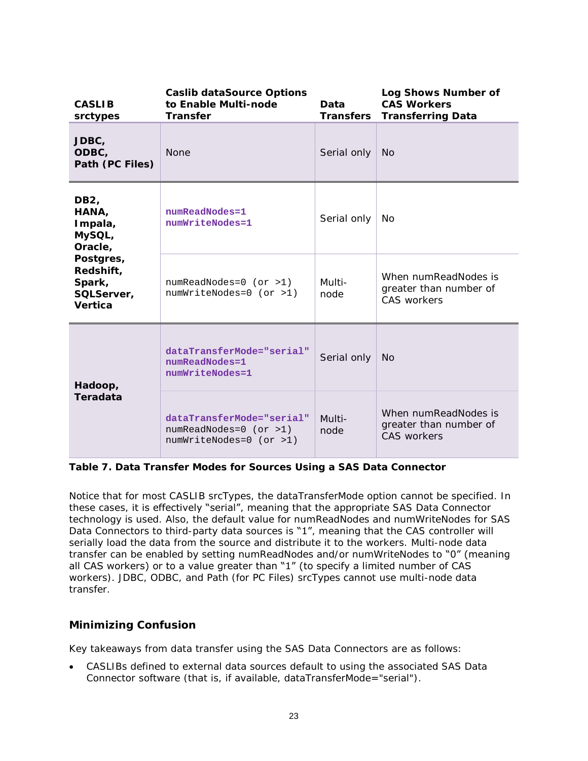| CASLIB srctypes | Caslib dataSource Options to Enable Multi-node Transfer | Data Transfers | Log Shows Number of CAS Workers Transferring Data |
|---|---|---|---|
| **JDBC, ODBC, Path (PC Files)** | None | Serial only | No |
| **DB2, HANA, Impala, MySQL, Oracle, Postgres, Redshift, Spark, SQLServer, Vertica** | `numReadNodes=1` `numWriteNodes=1` | Serial only | No |
| | `numReadNodes=0 (or >1)` `numWriteNodes=0 (or >1)` | Multi-node | When numReadNodes is greater than number of CAS workers |
| **Hadoop, Teradata** | `dataTransferMode="serial"` `numReadNodes=1` `numWriteNodes=1` | Serial only | No |
| | `dataTransferMode="serial"` `numReadNodes=0 (or >1)` `numWriteNodes=0 (or >1)` | Multi-node | When numReadNodes is greater than number of CAS workers |

**Table 7. Data Transfer Modes for Sources Using a SAS Data Connector**

Notice that for most CASLIB srcTypes, the dataTransferMode option cannot be specified. In these cases, it is effectively "serial", meaning that the appropriate SAS Data Connector technology is used. Also, the default value for numReadNodes and numWriteNodes for SAS Data Connectors to third-party data sources is "1", meaning that the CAS controller will serially load the data from the source and distribute it to the workers. Multi-node data transfer can be enabled by setting numReadNodes and/or numWriteNodes to "0" (meaning all CAS workers) or to a value greater than "1" (to specify a limited number of CAS workers). JDBC, ODBC, and Path (for PC Files) srcTypes cannot use multi-node data transfer.

### Minimizing Confusion

Key takeaways from data transfer using the SAS Data Connectors are as follows:

- CASLIBs defined to external data sources default to using the associated SAS Data Connector software (that is, if available, dataTransferMode="serial").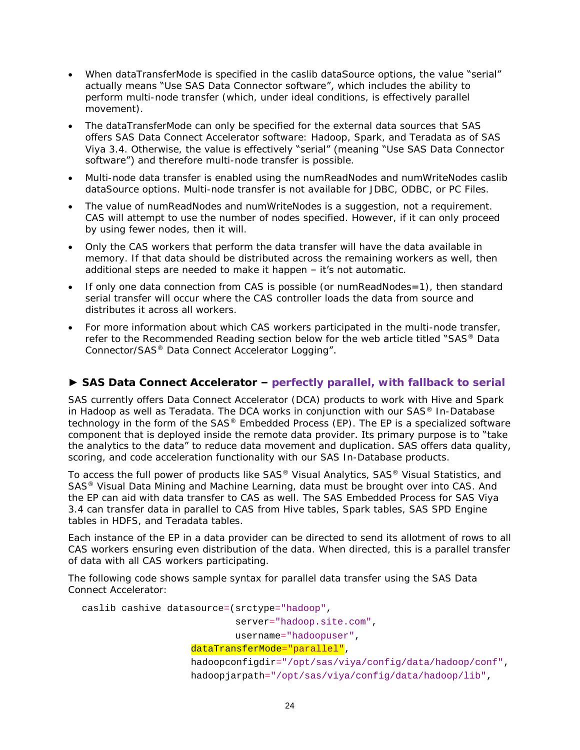- When dataTransferMode is specified in the caslib dataSource options, the value "serial" actually means "Use SAS Data Connector software", which includes the ability to perform multi-node transfer (which, under ideal conditions, is effectively parallel movement).
- The dataTransferMode can only be specified for the external data sources that SAS offers SAS Data Connect Accelerator software: Hadoop, Spark, and Teradata as of SAS Viya 3.4. Otherwise, the value is effectively "serial" (meaning "Use SAS Data Connector software") and therefore multi-node transfer is possible.
- Multi-node data transfer is enabled using the numReadNodes and numWriteNodes caslib dataSource options. Multi-node transfer is not available for JDBC, ODBC, or PC Files.
- The value of numReadNodes and numWriteNodes is a suggestion, not a requirement. CAS will attempt to use the number of nodes specified. However, if it can only proceed by using fewer nodes, then it will.
- Only the CAS workers that perform the data transfer will have the data available in memory. If that data should be distributed across the remaining workers as well, then additional steps are needed to make it happen – it's not automatic.
- If only one data connection from CAS is possible (or numReadNodes=1), then standard serial transfer will occur where the CAS controller loads the data from source and distributes it across all workers.
- For more information about which CAS workers participated in the multi-node transfer, refer to the Recommended Reading section below for the web article titled "SAS® Data Connector/SAS® Data Connect Accelerator Logging".

### ► SAS Data Connect Accelerator – perfectly parallel, with fallback to serial

SAS currently offers Data Connect Accelerator (DCA) products to work with Hive and Spark in Hadoop as well as Teradata. The DCA works in conjunction with our SAS® In-Database technology in the form of the SAS® Embedded Process (EP). The EP is a specialized software component that is deployed inside the remote data provider. Its primary purpose is to "take the analytics to the data" to reduce data movement and duplication. SAS offers data quality, scoring, and code acceleration functionality with our SAS In-Database products.

To access the full power of products like SAS® Visual Analytics, SAS® Visual Statistics, and SAS® Visual Data Mining and Machine Learning, data must be brought over into CAS. And the EP can aid with data transfer to CAS as well. The SAS Embedded Process for SAS Viya 3.4 can transfer data in parallel to CAS from Hive tables, Spark tables, SAS SPD Engine tables in HDFS, and Teradata tables.

Each instance of the EP in a data provider can be directed to send its allotment of rows to all CAS workers ensuring even distribution of the data. When directed, this is a parallel transfer of data with all CAS workers participating.

The following code shows sample syntax for parallel data transfer using the SAS Data Connect Accelerator:

```
caslib cashive datasource=(srctype="hadoop",
                                  server="hadoop.site.com",
                                  username="hadoopuser",
                        dataTransferMode="parallel",
                        hadoopconfigdir="/opt/sas/viya/config/data/hadoop/conf",
                        hadoopjarpath="/opt/sas/viya/config/data/hadoop/lib",
```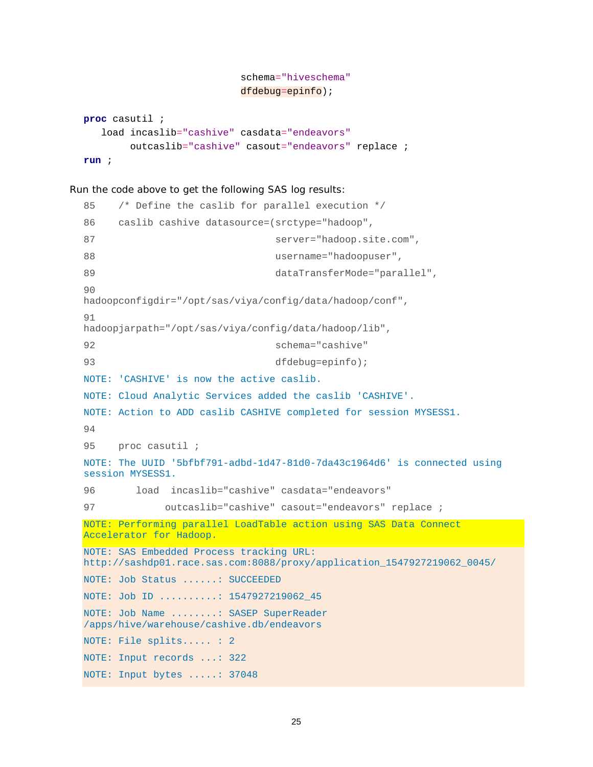```
                              schema="hiveschema"
                              dfdebug=epinfo);

proc casutil ;
   load incaslib="cashive" casdata="endeavors"
        outcaslib="cashive" casout="endeavors" replace ;
run ;
```

Run the code above to get the following SAS log results:

```
85    /* Define the caslib for parallel execution */
86    caslib cashive datasource=(srctype="hadoop",
87                               server="hadoop.site.com",
88                               username="hadoopuser",
89                               dataTransferMode="parallel",
90
hadoopconfigdir="/opt/sas/viya/config/data/hadoop/conf",
91
hadoopjarpath="/opt/sas/viya/config/data/hadoop/lib",
92                               schema="cashive"
93                               dfdebug=epinfo);
NOTE: 'CASHIVE' is now the active caslib.
NOTE: Cloud Analytic Services added the caslib 'CASHIVE'.
NOTE: Action to ADD caslib CASHIVE completed for session MYSESS1.
94
95    proc casutil ;
NOTE: The UUID '5bfbf791-adbd-1d47-81d0-7da43c1964d6' is connected using
session MYSESS1.
96       load  incaslib="cashive" casdata="endeavors"
97            outcaslib="cashive" casout="endeavors" replace ;
NOTE: Performing parallel LoadTable action using SAS Data Connect
Accelerator for Hadoop.
NOTE: SAS Embedded Process tracking URL:
http://sashdp01.race.sas.com:8088/proxy/application_1547927219062_0045/
NOTE: Job Status ......: SUCCEEDED
NOTE: Job ID ..........: 1547927219062_45
NOTE: Job Name ........: SASEP SuperReader
/apps/hive/warehouse/cashive.db/endeavors
NOTE: File splits..... : 2
NOTE: Input records ...: 322
NOTE: Input bytes .....: 37048
```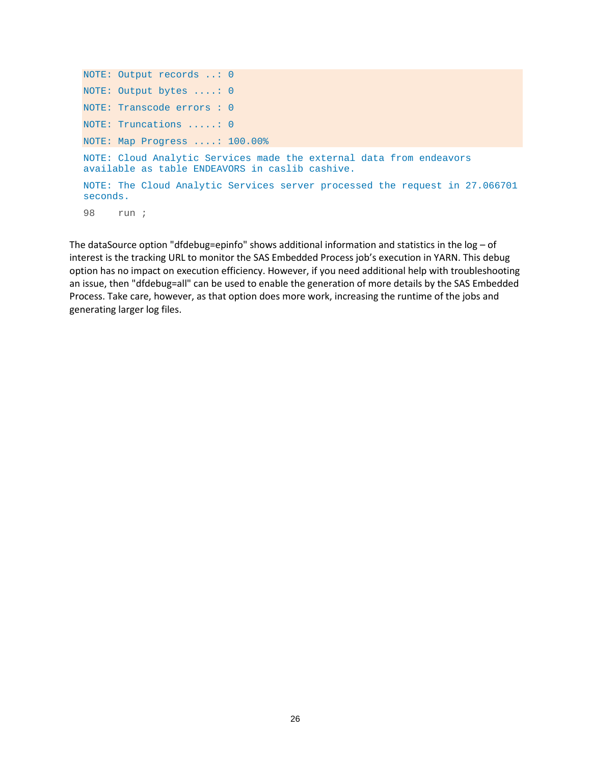```
NOTE: Output records ..: 0
NOTE: Output bytes ....: 0
NOTE: Transcode errors : 0
NOTE: Truncations .....: 0
NOTE: Map Progress ....: 100.00%
NOTE: Cloud Analytic Services made the external data from endeavors
available as table ENDEAVORS in caslib cashive.
NOTE: The Cloud Analytic Services server processed the request in 27.066701
seconds.
98    run ;
```

The dataSource option "dfdebug=epinfo" shows additional information and statistics in the log – of interest is the tracking URL to monitor the SAS Embedded Process job's execution in YARN. This debug option has no impact on execution efficiency. However, if you need additional help with troubleshooting an issue, then "dfdebug=all" can be used to enable the generation of more details by the SAS Embedded Process. Take care, however, as that option does more work, increasing the runtime of the jobs and generating larger log files.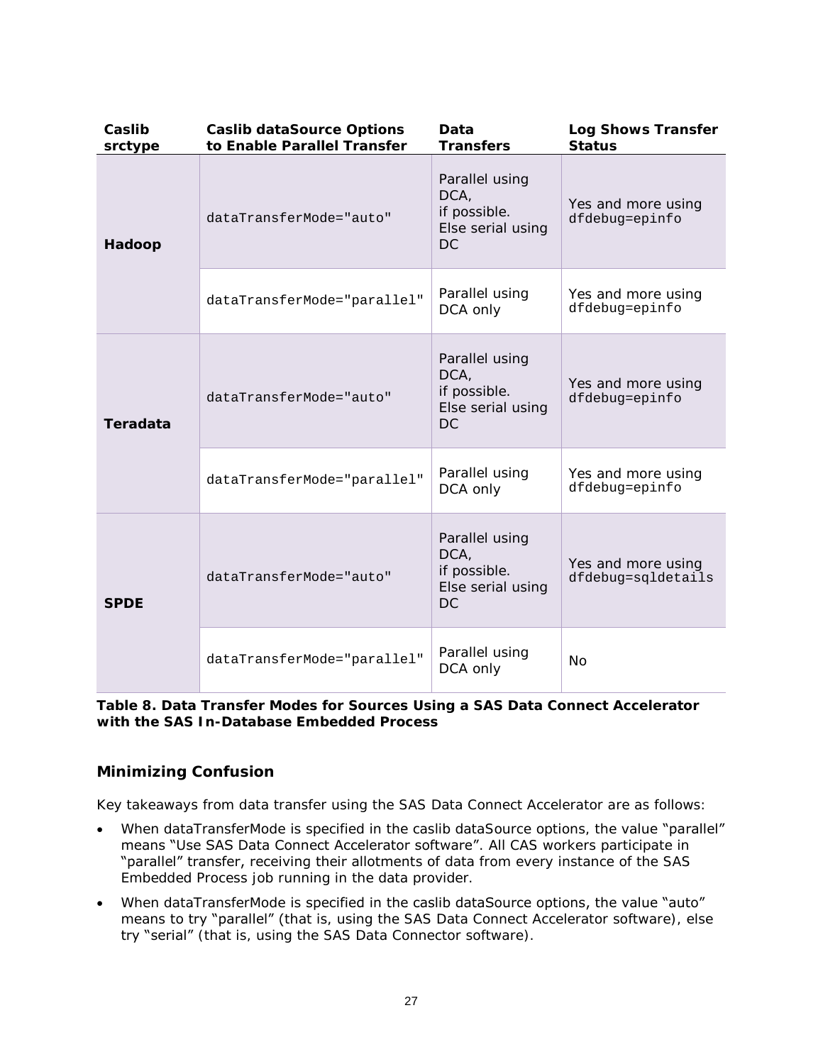| Caslib srctype | Caslib dataSource Options to Enable Parallel Transfer | Data Transfers | Log Shows Transfer Status |
|---|---|---|---|
| **Hadoop** | `dataTransferMode="auto"` | Parallel using DCA, if possible. Else serial using DC | Yes and more using `dfdebug=epinfo` |
| | `dataTransferMode="parallel"` | Parallel using DCA only | Yes and more using `dfdebug=epinfo` |
| **Teradata** | `dataTransferMode="auto"` | Parallel using DCA, if possible. Else serial using DC | Yes and more using `dfdebug=epinfo` |
| | `dataTransferMode="parallel"` | Parallel using DCA only | Yes and more using `dfdebug=epinfo` |
| **SPDE** | `dataTransferMode="auto"` | Parallel using DCA, if possible. Else serial using DC | Yes and more using `dfdebug=sqldetails` |
| | `dataTransferMode="parallel"` | Parallel using DCA only | No |

**Table 8. Data Transfer Modes for Sources Using a SAS Data Connect Accelerator with the SAS In-Database Embedded Process**

### Minimizing Confusion

Key takeaways from data transfer using the SAS Data Connect Accelerator are as follows:

- When dataTransferMode is specified in the caslib dataSource options, the value "parallel" means "Use SAS Data Connect Accelerator software". All CAS workers participate in "parallel" transfer, receiving their allotments of data from every instance of the SAS Embedded Process job running in the data provider.
- When dataTransferMode is specified in the caslib dataSource options, the value "auto" means to try "parallel" (that is, using the SAS Data Connect Accelerator software), else try "serial" (that is, using the SAS Data Connector software).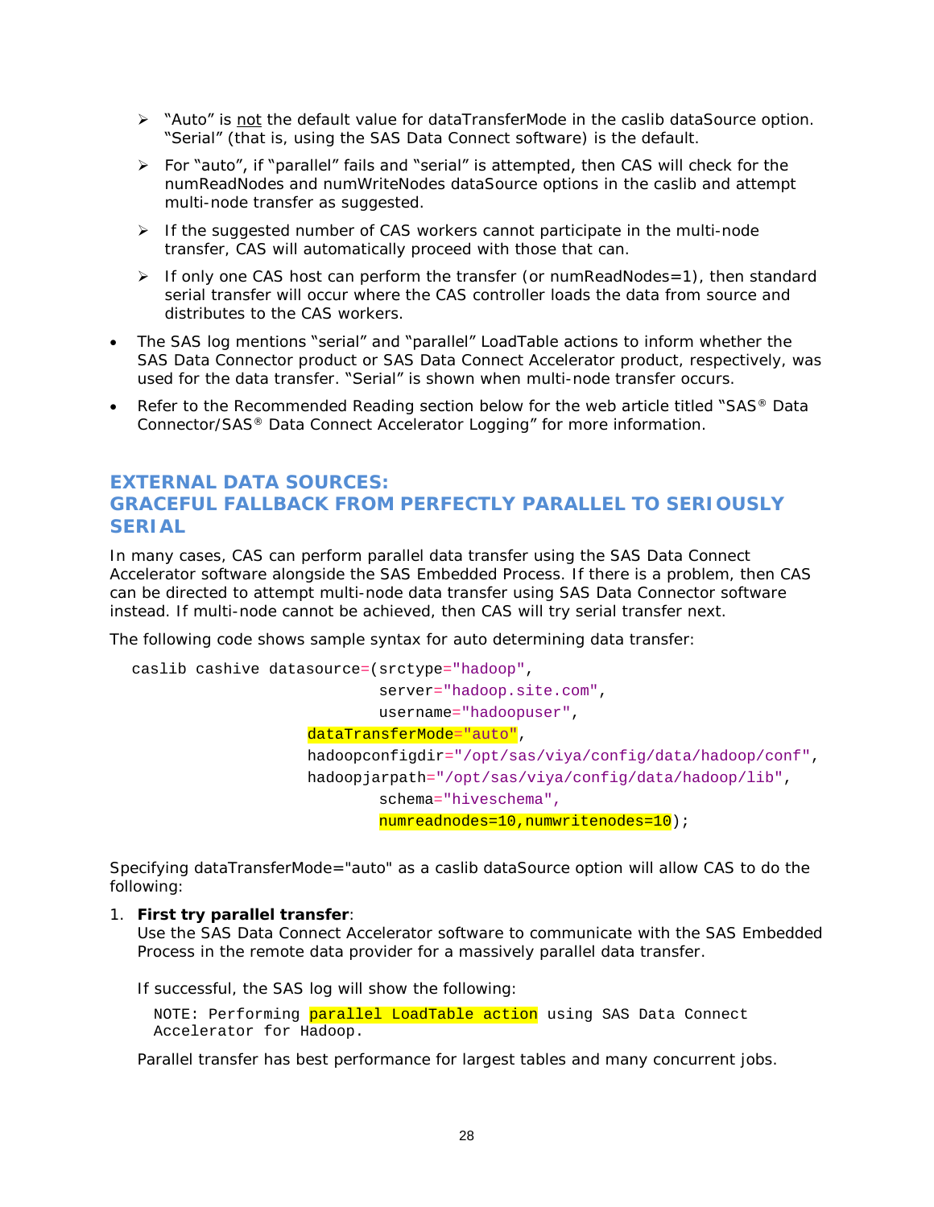- "Auto" is not the default value for dataTransferMode in the caslib dataSource option. "Serial" (that is, using the SAS Data Connect software) is the default.
- For "auto", if "parallel" fails and "serial" is attempted, then CAS will check for the numReadNodes and numWriteNodes dataSource options in the caslib and attempt multi-node transfer as suggested.
- If the suggested number of CAS workers cannot participate in the multi-node transfer, CAS will automatically proceed with those that can.
- If only one CAS host can perform the transfer (or numReadNodes=1), then standard serial transfer will occur where the CAS controller loads the data from source and distributes to the CAS workers.

- The SAS log mentions "serial" and "parallel" LoadTable actions to inform whether the SAS Data Connector product or SAS Data Connect Accelerator product, respectively, was used for the data transfer. "Serial" is shown when multi-node transfer occurs.
- Refer to the Recommended Reading section below for the web article titled "SAS® Data Connector/SAS® Data Connect Accelerator Logging" for more information.

## EXTERNAL DATA SOURCES: GRACEFUL FALLBACK FROM PERFECTLY PARALLEL TO SERIOUSLY SERIAL

In many cases, CAS can perform parallel data transfer using the SAS Data Connect Accelerator software alongside the SAS Embedded Process. If there is a problem, then CAS can be directed to attempt multi-node data transfer using SAS Data Connector software instead. If multi-node cannot be achieved, then CAS will try serial transfer next.

The following code shows sample syntax for auto determining data transfer:

```
caslib cashive datasource=(srctype="hadoop",
                           server="hadoop.site.com",
                           username="hadoopuser",
                   dataTransferMode="auto",
                   hadoopconfigdir="/opt/sas/viya/config/data/hadoop/conf",
                   hadoopjarpath="/opt/sas/viya/config/data/hadoop/lib",
                           schema="hiveschema",
                           numreadnodes=10,numwritenodes=10);
```

Specifying dataTransferMode="auto" as a caslib dataSource option will allow CAS to do the following:

1. **First try parallel transfer**:
   Use the SAS Data Connect Accelerator software to communicate with the SAS Embedded Process in the remote data provider for a massively parallel data transfer.

   If successful, the SAS log will show the following:

   ```
   NOTE: Performing parallel LoadTable action using SAS Data Connect
   Accelerator for Hadoop.
   ```

   Parallel transfer has best performance for largest tables and many concurrent jobs.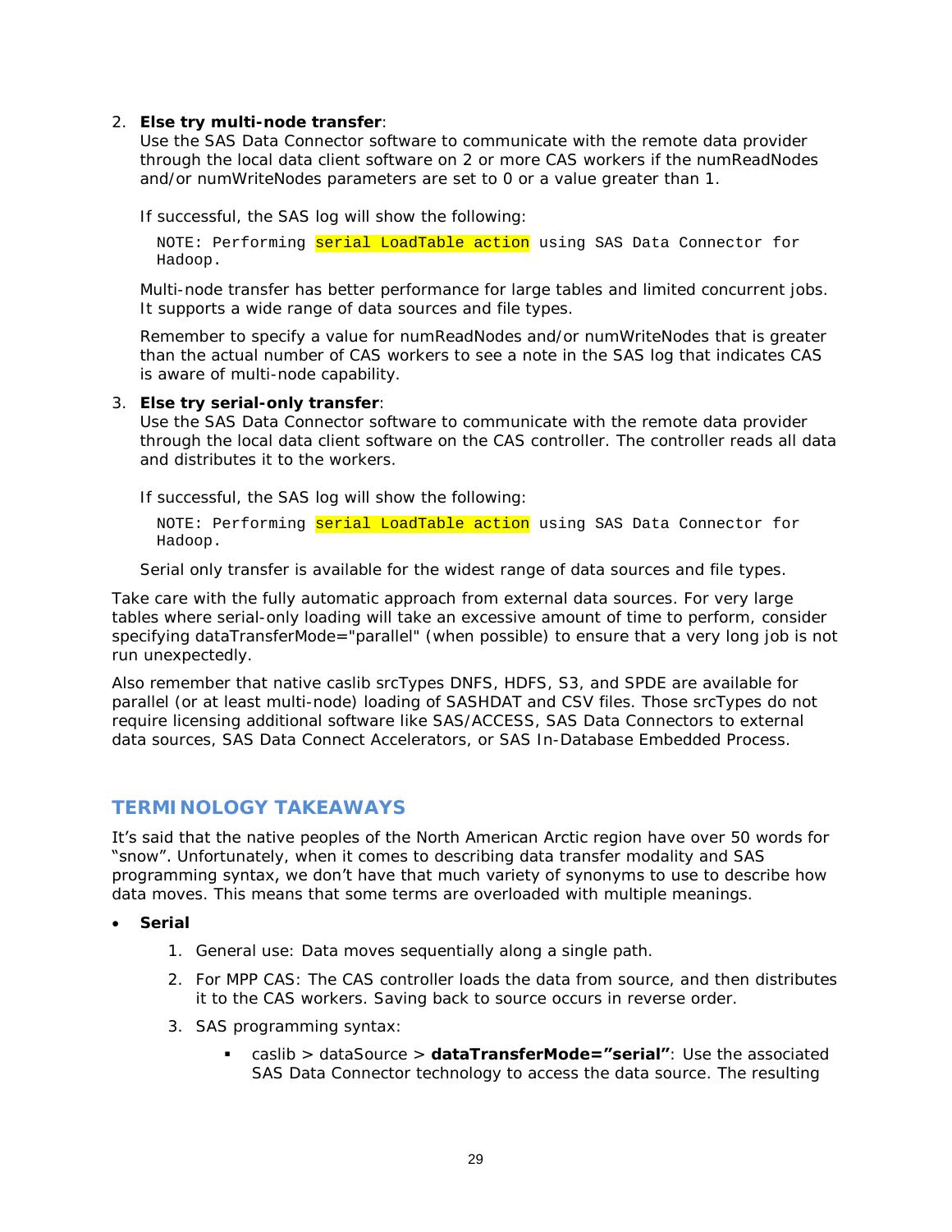2. **Else try multi-node transfer**:
   Use the SAS Data Connector software to communicate with the remote data provider through the local data client software on 2 or more CAS workers if the numReadNodes and/or numWriteNodes parameters are set to 0 or a value greater than 1.

   If successful, the SAS log will show the following:

   ```
   NOTE: Performing serial LoadTable action using SAS Data Connector for
   Hadoop.
   ```

   Multi-node transfer has better performance for large tables and limited concurrent jobs. It supports a wide range of data sources and file types.

   Remember to specify a value for numReadNodes and/or numWriteNodes that is greater than the actual number of CAS workers to see a note in the SAS log that indicates CAS is aware of multi-node capability.

3. **Else try serial-only transfer**:
   Use the SAS Data Connector software to communicate with the remote data provider through the local data client software on the CAS controller. The controller reads all data and distributes it to the workers.

   If successful, the SAS log will show the following:

   ```
   NOTE: Performing serial LoadTable action using SAS Data Connector for
   Hadoop.
   ```

   Serial only transfer is available for the widest range of data sources and file types.

Take care with the fully automatic approach from external data sources. For very large tables where serial-only loading will take an excessive amount of time to perform, consider specifying dataTransferMode="parallel" (when possible) to ensure that a very long job is not run unexpectedly.

Also remember that native caslib srcTypes DNFS, HDFS, S3, and SPDE are available for parallel (or at least multi-node) loading of SASHDAT and CSV files. Those srcTypes do not require licensing additional software like SAS/ACCESS, SAS Data Connectors to external data sources, SAS Data Connect Accelerators, or SAS In-Database Embedded Process.

## TERMINOLOGY TAKEAWAYS

It's said that the native peoples of the North American Arctic region have over 50 words for "snow". Unfortunately, when it comes to describing data transfer modality and SAS programming syntax, we don't have that much variety of synonyms to use to describe how data moves. This means that some terms are overloaded with multiple meanings.

- **Serial**
  1. General use: Data moves sequentially along a single path.
  2. For MPP CAS: The CAS controller loads the data from source, and then distributes it to the CAS workers. Saving back to source occurs in reverse order.
  3. SAS programming syntax:
     - caslib > dataSource > **dataTransferMode="serial"**: Use the associated SAS Data Connector technology to access the data source. The resulting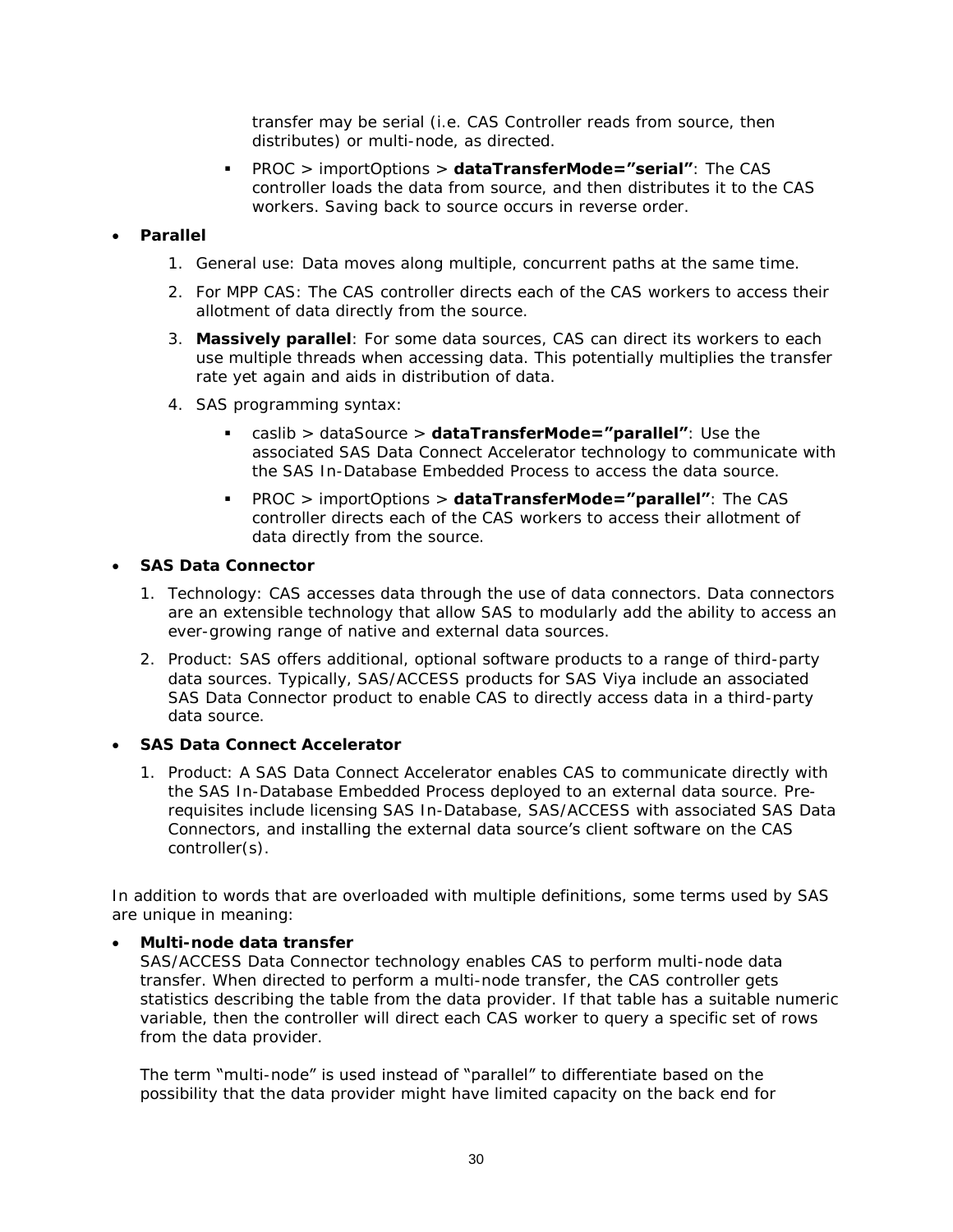transfer may be serial (i.e. CAS Controller reads from source, then distributes) or multi-node, as directed.

    - PROC > importOptions > **dataTransferMode=”serial”**: The CAS controller loads the data from source, and then distributes it to the CAS workers. Saving back to source occurs in reverse order.

- **Parallel**
    1. General use: Data moves along multiple, concurrent paths at the same time.
    2. For MPP CAS: The CAS controller directs each of the CAS workers to access their allotment of data directly from the source.
    3. **Massively parallel**: For some data sources, CAS can direct its workers to each use multiple threads when accessing data. This potentially multiplies the transfer rate yet again and aids in distribution of data.
    4. SAS programming syntax:
        - caslib > dataSource > **dataTransferMode=”parallel”**: Use the associated SAS Data Connect Accelerator technology to communicate with the SAS In-Database Embedded Process to access the data source.
        - PROC > importOptions > **dataTransferMode=”parallel”**: The CAS controller directs each of the CAS workers to access their allotment of data directly from the source.

- **SAS Data Connector**
    1. Technology: CAS accesses data through the use of data connectors. Data connectors are an extensible technology that allow SAS to modularly add the ability to access an ever-growing range of native and external data sources.
    2. Product: SAS offers additional, optional software products to a range of third-party data sources. Typically, SAS/ACCESS products for SAS Viya include an associated SAS Data Connector product to enable CAS to directly access data in a third-party data source.

- **SAS Data Connect Accelerator**
    1. Product: A SAS Data Connect Accelerator enables CAS to communicate directly with the SAS In-Database Embedded Process deployed to an external data source. Pre-requisites include licensing SAS In-Database, SAS/ACCESS with associated SAS Data Connectors, and installing the external data source’s client software on the CAS controller(s).

In addition to words that are overloaded with multiple definitions, some terms used by SAS are unique in meaning:

- **Multi-node data transfer**
  SAS/ACCESS Data Connector technology enables CAS to perform multi-node data transfer. When directed to perform a multi-node transfer, the CAS controller gets statistics describing the table from the data provider. If that table has a suitable numeric variable, then the controller will direct each CAS worker to query a specific set of rows from the data provider.

  The term “multi-node” is used instead of “parallel” to differentiate based on the possibility that the data provider might have limited capacity on the back end for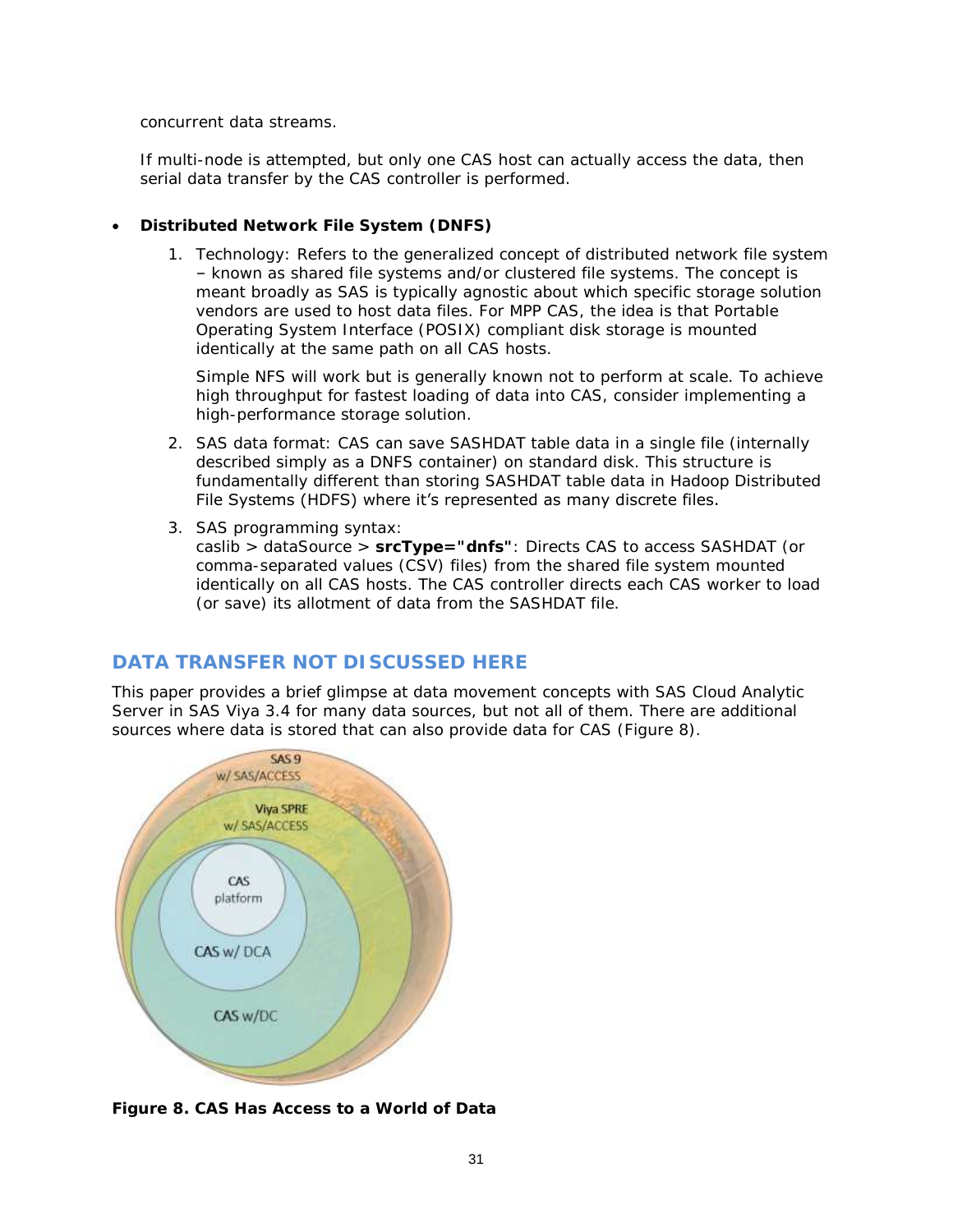concurrent data streams.

If multi-node is attempted, but only one CAS host can actually access the data, then serial data transfer by the CAS controller is performed.

- **Distributed Network File System (DNFS)**

  1. Technology: Refers to the generalized concept of distributed network file system – known as shared file systems and/or clustered file systems. The concept is meant broadly as SAS is typically agnostic about which specific storage solution vendors are used to host data files. For MPP CAS, the idea is that Portable Operating System Interface (POSIX) compliant disk storage is mounted identically at the same path on all CAS hosts.

     Simple NFS will work but is generally known not to perform at scale. To achieve high throughput for fastest loading of data into CAS, consider implementing a high-performance storage solution.

  2. SAS data format: CAS can save SASHDAT table data in a single file (internally described simply as a DNFS container) on standard disk. This structure is fundamentally different than storing SASHDAT table data in Hadoop Distributed File Systems (HDFS) where it's represented as many discrete files.

  3. SAS programming syntax:
     caslib > dataSource > **srcType="dnfs"**: Directs CAS to access SASHDAT (or comma-separated values (CSV) files) from the shared file system mounted identically on all CAS hosts. The CAS controller directs each CAS worker to load (or save) its allotment of data from the SASHDAT file.

## DATA TRANSFER NOT DISCUSSED HERE

This paper provides a brief glimpse at data movement concepts with SAS Cloud Analytic Server in SAS Viya 3.4 for many data sources, but not all of them. There are additional sources where data is stored that can also provide data for CAS (Figure 8).

**Figure 8. CAS Has Access to a World of Data**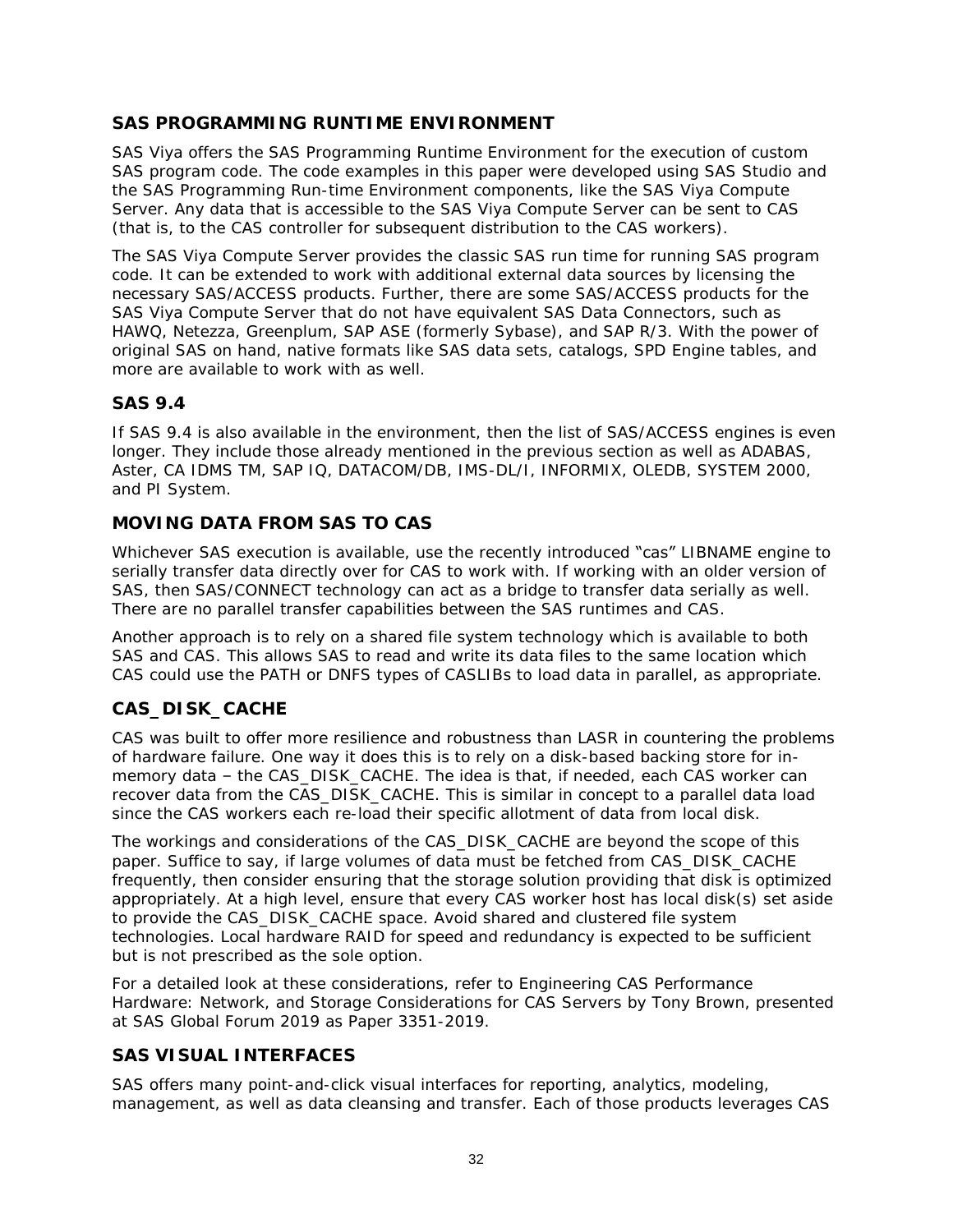## SAS PROGRAMMING RUNTIME ENVIRONMENT

SAS Viya offers the SAS Programming Runtime Environment for the execution of custom SAS program code. The code examples in this paper were developed using SAS Studio and the SAS Programming Run-time Environment components, like the SAS Viya Compute Server. Any data that is accessible to the SAS Viya Compute Server can be sent to CAS (that is, to the CAS controller for subsequent distribution to the CAS workers).

The SAS Viya Compute Server provides the classic SAS run time for running SAS program code. It can be extended to work with additional external data sources by licensing the necessary SAS/ACCESS products. Further, there are some SAS/ACCESS products for the SAS Viya Compute Server that do not have equivalent SAS Data Connectors, such as HAWQ, Netezza, Greenplum, SAP ASE (formerly Sybase), and SAP R/3. With the power of original SAS on hand, native formats like SAS data sets, catalogs, SPD Engine tables, and more are available to work with as well.

## SAS 9.4

If SAS 9.4 is also available in the environment, then the list of SAS/ACCESS engines is even longer. They include those already mentioned in the previous section as well as ADABAS, Aster, CA IDMS TM, SAP IQ, DATACOM/DB, IMS-DL/I, INFORMIX, OLEDB, SYSTEM 2000, and PI System.

## MOVING DATA FROM SAS TO CAS

Whichever SAS execution is available, use the recently introduced "cas" LIBNAME engine to serially transfer data directly over for CAS to work with. If working with an older version of SAS, then SAS/CONNECT technology can act as a bridge to transfer data serially as well. There are no parallel transfer capabilities between the SAS runtimes and CAS.

Another approach is to rely on a shared file system technology which is available to both SAS and CAS. This allows SAS to read and write its data files to the same location which CAS could use the PATH or DNFS types of CASLIBs to load data in parallel, as appropriate.

## CAS_DISK_CACHE

CAS was built to offer more resilience and robustness than LASR in countering the problems of hardware failure. One way it does this is to rely on a disk-based backing store for in-memory data – the CAS_DISK_CACHE. The idea is that, if needed, each CAS worker can recover data from the CAS_DISK_CACHE. This is similar in concept to a parallel data load since the CAS workers each re-load their specific allotment of data from local disk.

The workings and considerations of the CAS_DISK_CACHE are beyond the scope of this paper. Suffice to say, if large volumes of data must be fetched from CAS_DISK_CACHE frequently, then consider ensuring that the storage solution providing that disk is optimized appropriately. At a high level, ensure that every CAS worker host has local disk(s) set aside to provide the CAS_DISK_CACHE space. Avoid shared and clustered file system technologies. Local hardware RAID for speed and redundancy is expected to be sufficient but is not prescribed as the sole option.

For a detailed look at these considerations, refer to Engineering CAS Performance Hardware: Network, and Storage Considerations for CAS Servers by Tony Brown, presented at SAS Global Forum 2019 as Paper 3351-2019.

## SAS VISUAL INTERFACES

SAS offers many point-and-click visual interfaces for reporting, analytics, modeling, management, as well as data cleansing and transfer. Each of those products leverages CAS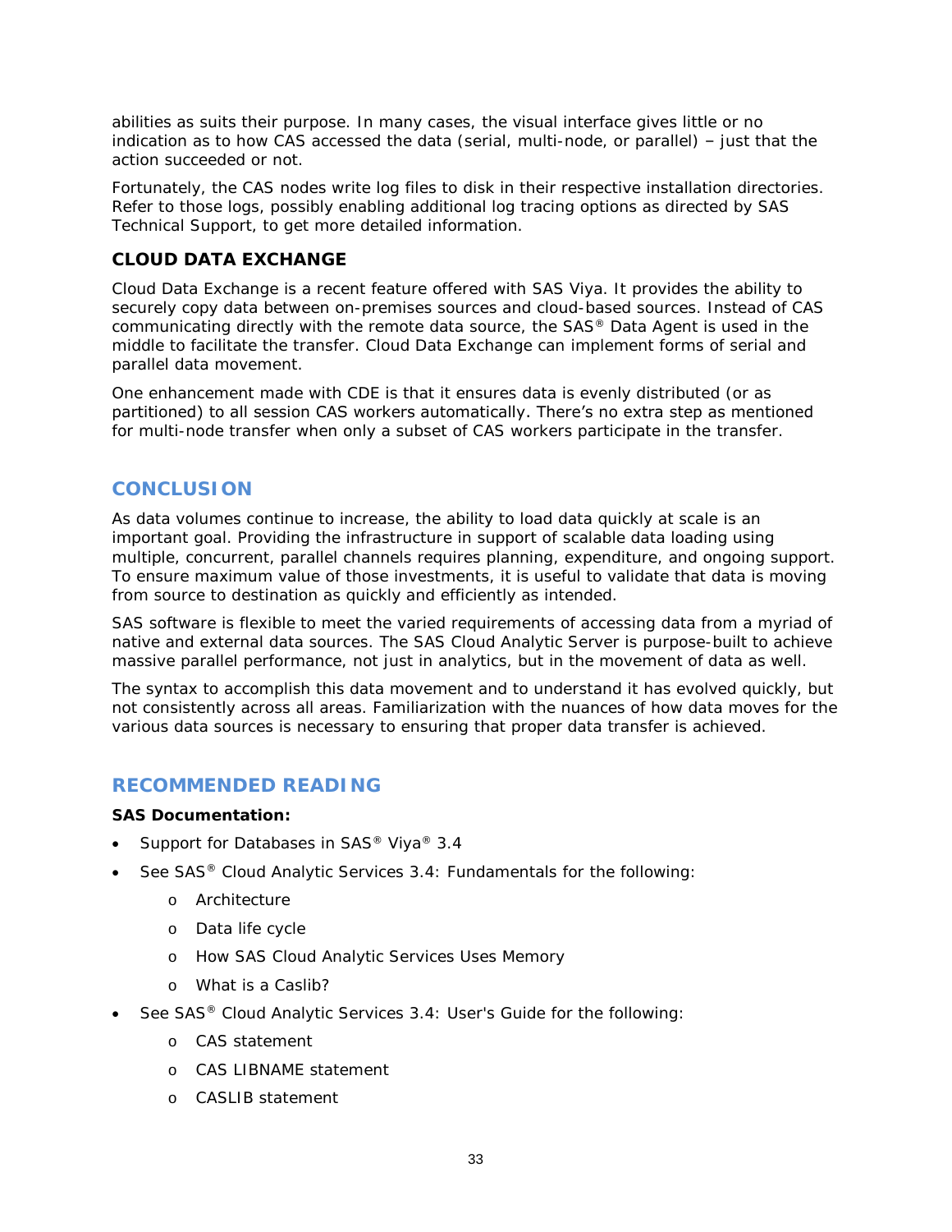abilities as suits their purpose. In many cases, the visual interface gives little or no indication as to how CAS accessed the data (serial, multi-node, or parallel) – just that the action succeeded or not.

Fortunately, the CAS nodes write log files to disk in their respective installation directories. Refer to those logs, possibly enabling additional log tracing options as directed by SAS Technical Support, to get more detailed information.

### CLOUD DATA EXCHANGE

Cloud Data Exchange is a recent feature offered with SAS Viya. It provides the ability to securely copy data between on-premises sources and cloud-based sources. Instead of CAS communicating directly with the remote data source, the SAS® Data Agent is used in the middle to facilitate the transfer. Cloud Data Exchange can implement forms of serial and parallel data movement.

One enhancement made with CDE is that it ensures data is evenly distributed (or as partitioned) to all session CAS workers automatically. There's no extra step as mentioned for multi-node transfer when only a subset of CAS workers participate in the transfer.

## CONCLUSION

As data volumes continue to increase, the ability to load data quickly at scale is an important goal. Providing the infrastructure in support of scalable data loading using multiple, concurrent, parallel channels requires planning, expenditure, and ongoing support. To ensure maximum value of those investments, it is useful to validate that data is moving from source to destination as quickly and efficiently as intended.

SAS software is flexible to meet the varied requirements of accessing data from a myriad of native and external data sources. The SAS Cloud Analytic Server is purpose-built to achieve massive parallel performance, not just in analytics, but in the movement of data as well.

The syntax to accomplish this data movement and to understand it has evolved quickly, but not consistently across all areas. Familiarization with the nuances of how data moves for the various data sources is necessary to ensuring that proper data transfer is achieved.

## RECOMMENDED READING

**SAS Documentation:**

- Support for Databases in SAS® Viya® 3.4
- See SAS® Cloud Analytic Services 3.4: Fundamentals for the following:
  - Architecture
  - Data life cycle
  - How SAS Cloud Analytic Services Uses Memory
  - What is a Caslib?
- See SAS® Cloud Analytic Services 3.4: User's Guide for the following:
  - CAS statement
  - CAS LIBNAME statement
  - CASLIB statement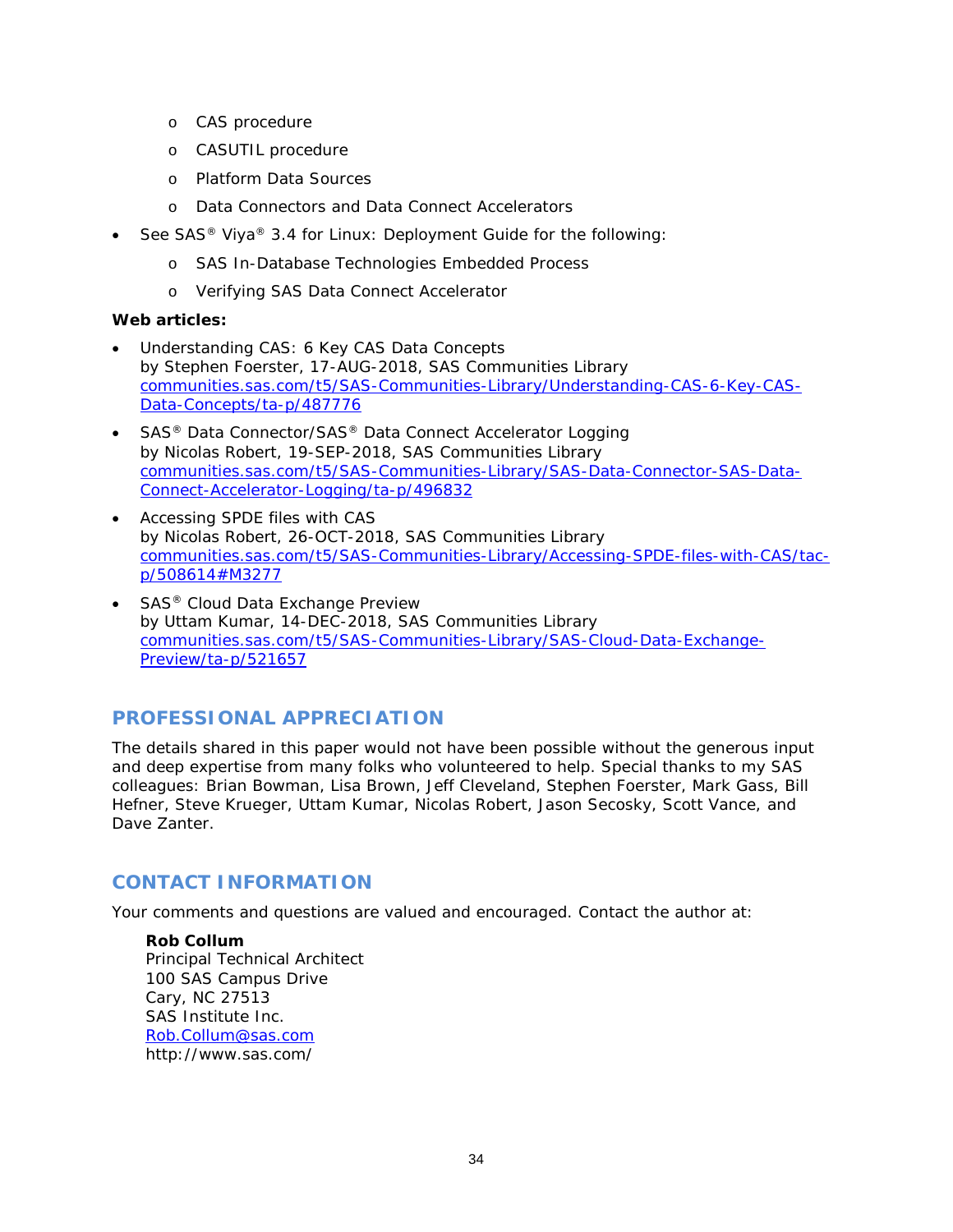- CAS procedure
    - CASUTIL procedure
    - Platform Data Sources
    - Data Connectors and Data Connect Accelerators
- See SAS® Viya® 3.4 for Linux: Deployment Guide for the following:
    - SAS In-Database Technologies Embedded Process
    - Verifying SAS Data Connect Accelerator

**Web articles:**

- Understanding CAS: 6 Key CAS Data Concepts
  by Stephen Foerster, 17-AUG-2018, SAS Communities Library
  [communities.sas.com/t5/SAS-Communities-Library/Understanding-CAS-6-Key-CAS-Data-Concepts/ta-p/487776](communities.sas.com/t5/SAS-Communities-Library/Understanding-CAS-6-Key-CAS-Data-Concepts/ta-p/487776)
- SAS® Data Connector/SAS® Data Connect Accelerator Logging
  by Nicolas Robert, 19-SEP-2018, SAS Communities Library
  [communities.sas.com/t5/SAS-Communities-Library/SAS-Data-Connector-SAS-Data-Connect-Accelerator-Logging/ta-p/496832](communities.sas.com/t5/SAS-Communities-Library/SAS-Data-Connector-SAS-Data-Connect-Accelerator-Logging/ta-p/496832)
- Accessing SPDE files with CAS
  by Nicolas Robert, 26-OCT-2018, SAS Communities Library
  [communities.sas.com/t5/SAS-Communities-Library/Accessing-SPDE-files-with-CAS/tac-p/508614#M3277](communities.sas.com/t5/SAS-Communities-Library/Accessing-SPDE-files-with-CAS/tac-p/508614#M3277)
- SAS® Cloud Data Exchange Preview
  by Uttam Kumar, 14-DEC-2018, SAS Communities Library
  [communities.sas.com/t5/SAS-Communities-Library/SAS-Cloud-Data-Exchange-Preview/ta-p/521657](communities.sas.com/t5/SAS-Communities-Library/SAS-Cloud-Data-Exchange-Preview/ta-p/521657)

## PROFESSIONAL APPRECIATION

The details shared in this paper would not have been possible without the generous input and deep expertise from many folks who volunteered to help. Special thanks to my SAS colleagues: Brian Bowman, Lisa Brown, Jeff Cleveland, Stephen Foerster, Mark Gass, Bill Hefner, Steve Krueger, Uttam Kumar, Nicolas Robert, Jason Secosky, Scott Vance, and Dave Zanter.

## CONTACT INFORMATION

Your comments and questions are valued and encouraged. Contact the author at:

> **Rob Collum**
> Principal Technical Architect
> 100 SAS Campus Drive
> Cary, NC 27513
> SAS Institute Inc.
> [Rob.Collum@sas.com](mailto:Rob.Collum@sas.com)
> http://www.sas.com/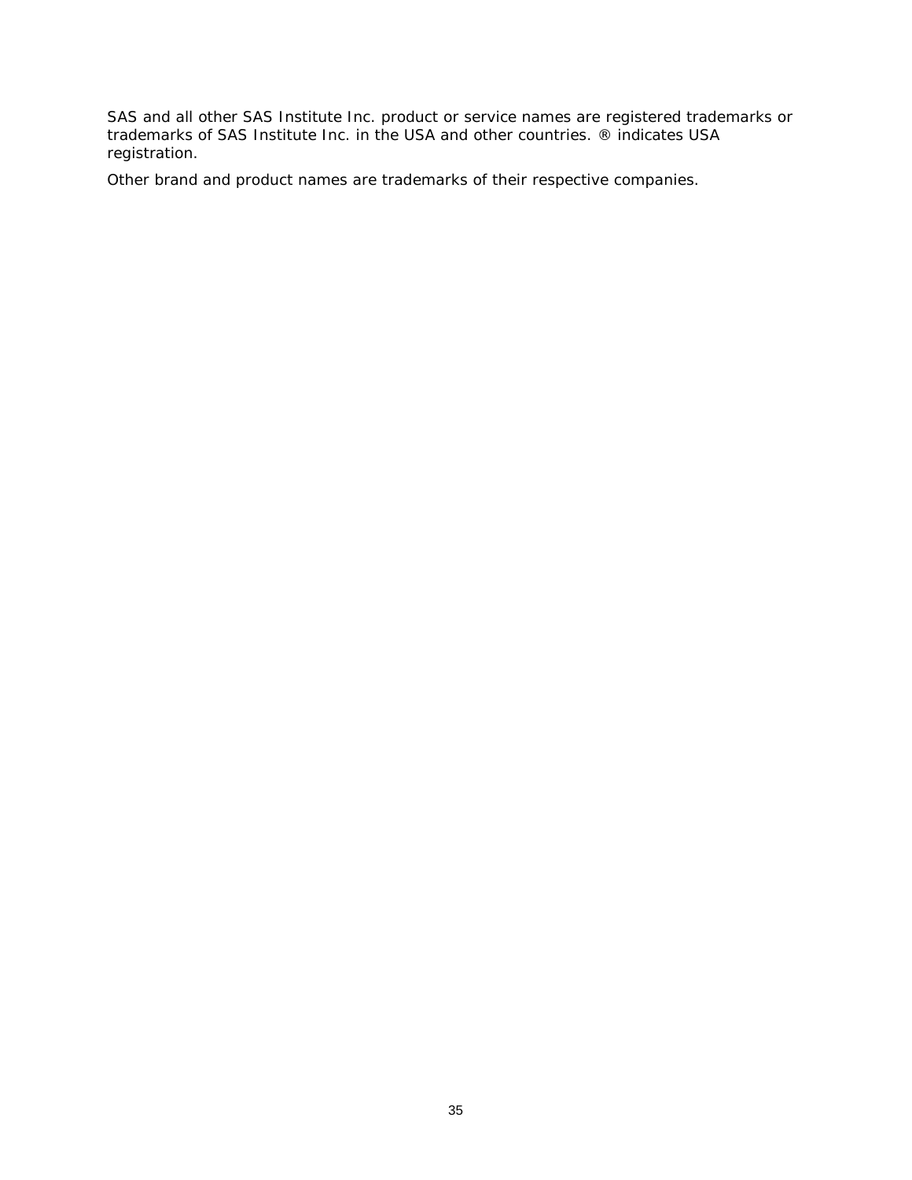SAS and all other SAS Institute Inc. product or service names are registered trademarks or trademarks of SAS Institute Inc. in the USA and other countries. ® indicates USA registration.

Other brand and product names are trademarks of their respective companies.